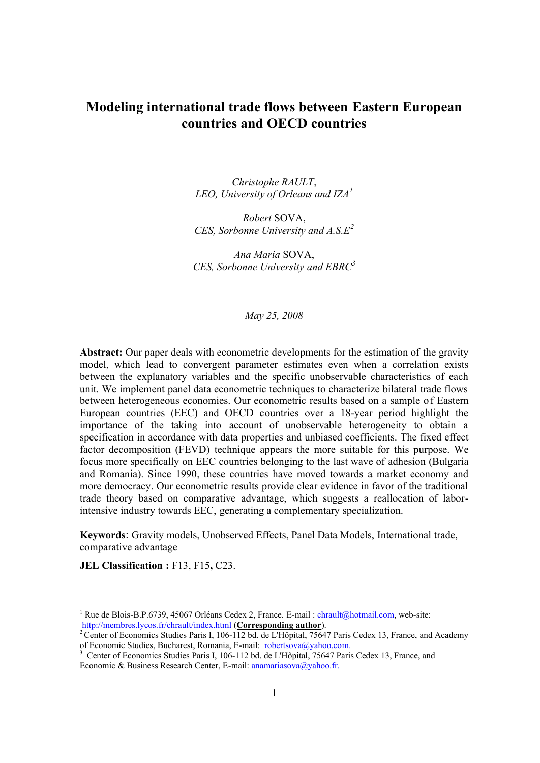# Modeling international trade flows between Eastern European countries and OECD countries

*Christophe* RAULT,
*LEO, University of Orleans and IZA*[1]

*Robert* SOVA,
*CES, Sorbonne University and A.S.E*[2]

*Ana Maria* SOVA,
*CES, Sorbonne University and EBRC*[3]

*May 25, 2008*

**Abstract:** Our paper deals with econometric developments for the estimation of the gravity model, which lead to convergent parameter estimates even when a correlation exists between the explanatory variables and the specific unobservable characteristics of each unit. We implement panel data econometric techniques to characterize bilateral trade flows between heterogeneous economies. Our econometric results based on a sample of Eastern European countries (EEC) and OECD countries over a 18-year period highlight the importance of the taking into account of unobservable heterogeneity to obtain a specification in accordance with data properties and unbiased coefficients. The fixed effect factor decomposition (FEVD) technique appears the more suitable for this purpose. We focus more specifically on EEC countries belonging to the last wave of adhesion (Bulgaria and Romania). Since 1990, these countries have moved towards a market economy and more democracy. Our econometric results provide clear evidence in favor of the traditional trade theory based on comparative advantage, which suggests a reallocation of labor-intensive industry towards EEC, generating a complementary specialization.

**Keywords**: Gravity models, Unobserved Effects, Panel Data Models, International trade, comparative advantage

**JEL Classification :** F13, F15**,** C23.

---

[1] Rue de Blois-B.P.6739, 45067 Orléans Cedex 2, France. E-mail : chrault@hotmail.com, web-site: http://membres.lycos.fr/chrault/index.html (**Corresponding author**).

[2] Center of Economics Studies Paris I, 106-112 bd. de L'Hôpital, 75647 Paris Cedex 13, France, and Academy of Economic Studies, Bucharest, Romania, E-mail: robertsova@yahoo.com.

[3] Center of Economics Studies Paris I, 106-112 bd. de L'Hôpital, 75647 Paris Cedex 13, France, and Economic & Business Research Center, E-mail: anamariasova@yahoo.fr.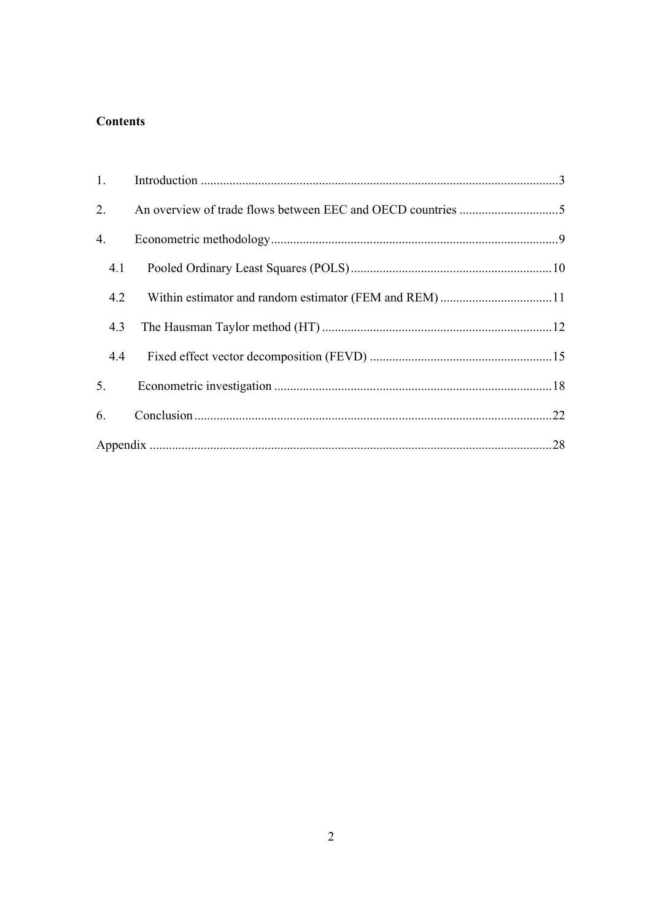**Contents**

1. Introduction ... 3
2. An overview of trade flows between EEC and OECD countries ... 5
4. Econometric methodology ... 9
   - 4.1 Pooled Ordinary Least Squares (POLS) ... 10
   - 4.2 Within estimator and random estimator (FEM and REM) ... 11
   - 4.3 The Hausman Taylor method (HT) ... 12
   - 4.4 Fixed effect vector decomposition (FEVD) ... 15
5. Econometric investigation ... 18
6. Conclusion ... 22

Appendix ... 28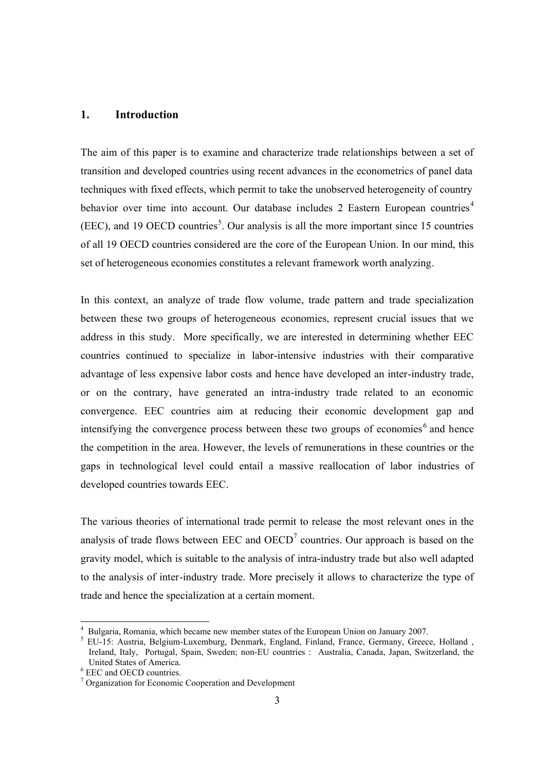## 1. Introduction

The aim of this paper is to examine and characterize trade relationships between a set of transition and developed countries using recent advances in the econometrics of panel data techniques with fixed effects, which permit to take the unobserved heterogeneity of country behavior over time into account. Our database includes 2 Eastern European countries[4] (EEC), and 19 OECD countries[5]. Our analysis is all the more important since 15 countries of all 19 OECD countries considered are the core of the European Union. In our mind, this set of heterogeneous economies constitutes a relevant framework worth analyzing.

In this context, an analyze of trade flow volume, trade pattern and trade specialization between these two groups of heterogeneous economies, represent crucial issues that we address in this study. More specifically, we are interested in determining whether EEC countries continued to specialize in labor-intensive industries with their comparative advantage of less expensive labor costs and hence have developed an inter-industry trade, or on the contrary, have generated an intra-industry trade related to an economic convergence. EEC countries aim at reducing their economic development gap and intensifying the convergence process between these two groups of economies[6] and hence the competition in the area. However, the levels of remunerations in these countries or the gaps in technological level could entail a massive reallocation of labor industries of developed countries towards EEC.

The various theories of international trade permit to release the most relevant ones in the analysis of trade flows between EEC and OECD[7] countries. Our approach is based on the gravity model, which is suitable to the analysis of intra-industry trade but also well adapted to the analysis of inter-industry trade. More precisely it allows to characterize the type of trade and hence the specialization at a certain moment.

---

[4] Bulgaria, Romania, which became new member states of the European Union on January 2007.

[5] EU-15: Austria, Belgium-Luxemburg, Denmark, England, Finland, France, Germany, Greece, Holland, Ireland, Italy, Portugal, Spain, Sweden; non-EU countries : Australia, Canada, Japan, Switzerland, the United States of America.

[6] EEC and OECD countries.

[7] Organization for Economic Cooperation and Development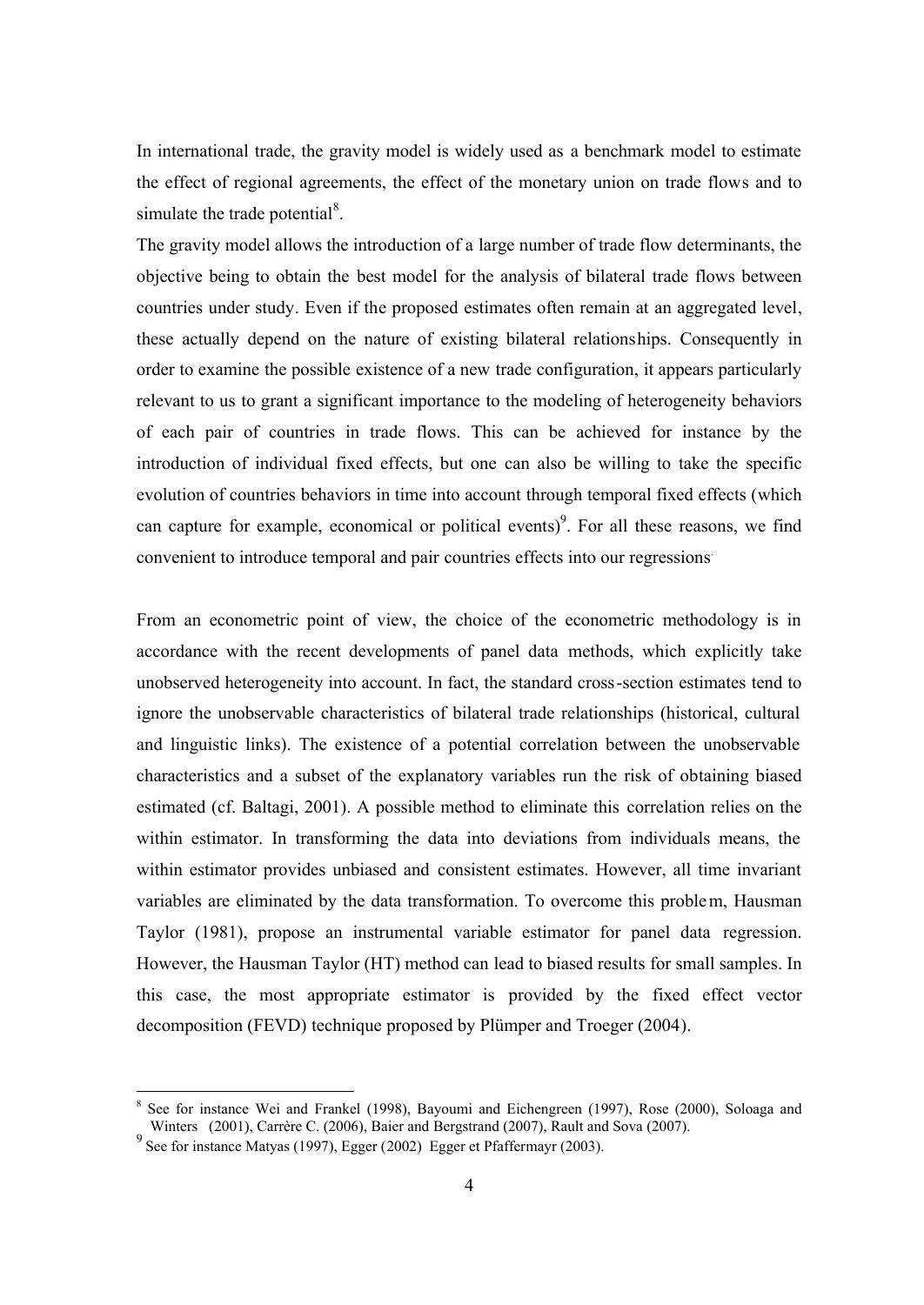In international trade, the gravity model is widely used as a benchmark model to estimate the effect of regional agreements, the effect of the monetary union on trade flows and to simulate the trade potential[8].

The gravity model allows the introduction of a large number of trade flow determinants, the objective being to obtain the best model for the analysis of bilateral trade flows between countries under study. Even if the proposed estimates often remain at an aggregated level, these actually depend on the nature of existing bilateral relationships. Consequently in order to examine the possible existence of a new trade configuration, it appears particularly relevant to us to grant a significant importance to the modeling of heterogeneity behaviors of each pair of countries in trade flows. This can be achieved for instance by the introduction of individual fixed effects, but one can also be willing to take the specific evolution of countries behaviors in time into account through temporal fixed effects (which can capture for example, economical or political events)[9]. For all these reasons, we find convenient to introduce temporal and pair countries effects into our regressions.

From an econometric point of view, the choice of the econometric methodology is in accordance with the recent developments of panel data methods, which explicitly take unobserved heterogeneity into account. In fact, the standard cross-section estimates tend to ignore the unobservable characteristics of bilateral trade relationships (historical, cultural and linguistic links). The existence of a potential correlation between the unobservable characteristics and a subset of the explanatory variables run the risk of obtaining biased estimated (cf. Baltagi, 2001). A possible method to eliminate this correlation relies on the within estimator. In transforming the data into deviations from individuals means, the within estimator provides unbiased and consistent estimates. However, all time invariant variables are eliminated by the data transformation. To overcome this problem, Hausman Taylor (1981), propose an instrumental variable estimator for panel data regression. However, the Hausman Taylor (HT) method can lead to biased results for small samples. In this case, the most appropriate estimator is provided by the fixed effect vector decomposition (FEVD) technique proposed by Plümper and Troeger (2004).

---

[8] See for instance Wei and Frankel (1998), Bayoumi and Eichengreen (1997), Rose (2000), Soloaga and Winters (2001), Carrère C. (2006), Baier and Bergstrand (2007), Rault and Sova (2007).

[9] See for instance Matyas (1997), Egger (2002) Egger et Pfaffermayr (2003).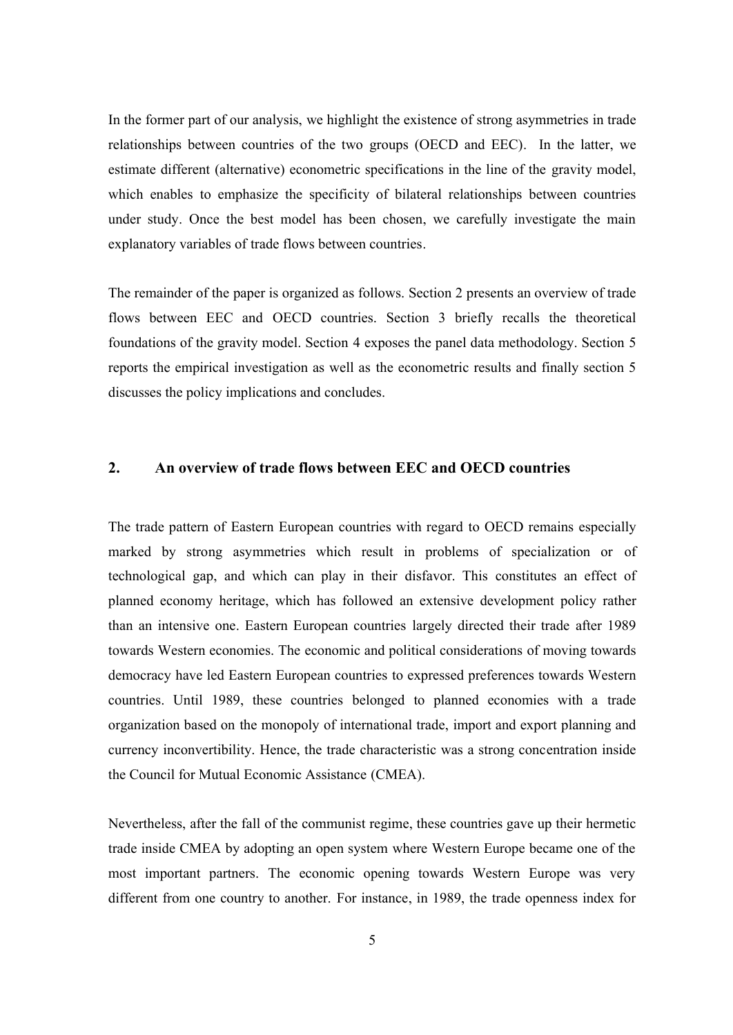In the former part of our analysis, we highlight the existence of strong asymmetries in trade relationships between countries of the two groups (OECD and EEC). In the latter, we estimate different (alternative) econometric specifications in the line of the gravity model, which enables to emphasize the specificity of bilateral relationships between countries under study. Once the best model has been chosen, we carefully investigate the main explanatory variables of trade flows between countries.

The remainder of the paper is organized as follows. Section 2 presents an overview of trade flows between EEC and OECD countries. Section 3 briefly recalls the theoretical foundations of the gravity model. Section 4 exposes the panel data methodology. Section 5 reports the empirical investigation as well as the econometric results and finally section 5 discusses the policy implications and concludes.

## 2. An overview of trade flows between EEC and OECD countries

The trade pattern of Eastern European countries with regard to OECD remains especially marked by strong asymmetries which result in problems of specialization or of technological gap, and which can play in their disfavor. This constitutes an effect of planned economy heritage, which has followed an extensive development policy rather than an intensive one. Eastern European countries largely directed their trade after 1989 towards Western economies. The economic and political considerations of moving towards democracy have led Eastern European countries to expressed preferences towards Western countries. Until 1989, these countries belonged to planned economies with a trade organization based on the monopoly of international trade, import and export planning and currency inconvertibility. Hence, the trade characteristic was a strong concentration inside the Council for Mutual Economic Assistance (CMEA).

Nevertheless, after the fall of the communist regime, these countries gave up their hermetic trade inside CMEA by adopting an open system where Western Europe became one of the most important partners. The economic opening towards Western Europe was very different from one country to another. For instance, in 1989, the trade openness index for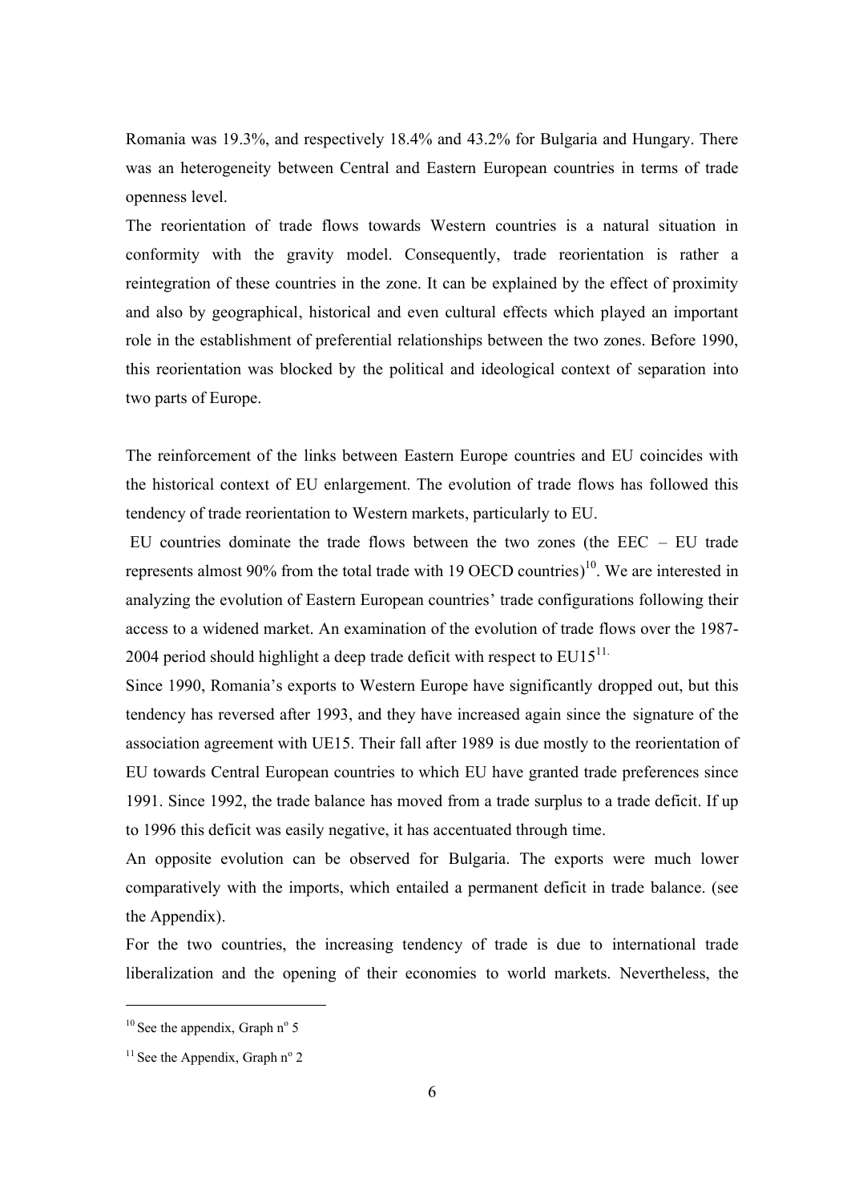Romania was 19.3%, and respectively 18.4% and 43.2% for Bulgaria and Hungary. There was an heterogeneity between Central and Eastern European countries in terms of trade openness level.

The reorientation of trade flows towards Western countries is a natural situation in conformity with the gravity model. Consequently, trade reorientation is rather a reintegration of these countries in the zone. It can be explained by the effect of proximity and also by geographical, historical and even cultural effects which played an important role in the establishment of preferential relationships between the two zones. Before 1990, this reorientation was blocked by the political and ideological context of separation into two parts of Europe.

The reinforcement of the links between Eastern Europe countries and EU coincides with the historical context of EU enlargement. The evolution of trade flows has followed this tendency of trade reorientation to Western markets, particularly to EU.

EU countries dominate the trade flows between the two zones (the EEC – EU trade represents almost 90% from the total trade with 19 OECD countries)[10]. We are interested in analyzing the evolution of Eastern European countries' trade configurations following their access to a widened market. An examination of the evolution of trade flows over the 1987-2004 period should highlight a deep trade deficit with respect to EU15[11].

Since 1990, Romania's exports to Western Europe have significantly dropped out, but this tendency has reversed after 1993, and they have increased again since the signature of the association agreement with UE15. Their fall after 1989 is due mostly to the reorientation of EU towards Central European countries to which EU have granted trade preferences since 1991. Since 1992, the trade balance has moved from a trade surplus to a trade deficit. If up to 1996 this deficit was easily negative, it has accentuated through time.

An opposite evolution can be observed for Bulgaria. The exports were much lower comparatively with the imports, which entailed a permanent deficit in trade balance. (see the Appendix).

For the two countries, the increasing tendency of trade is due to international trade liberalization and the opening of their economies to world markets. Nevertheless, the

[10] See the appendix, Graph nº 5

[11] See the Appendix, Graph nº 2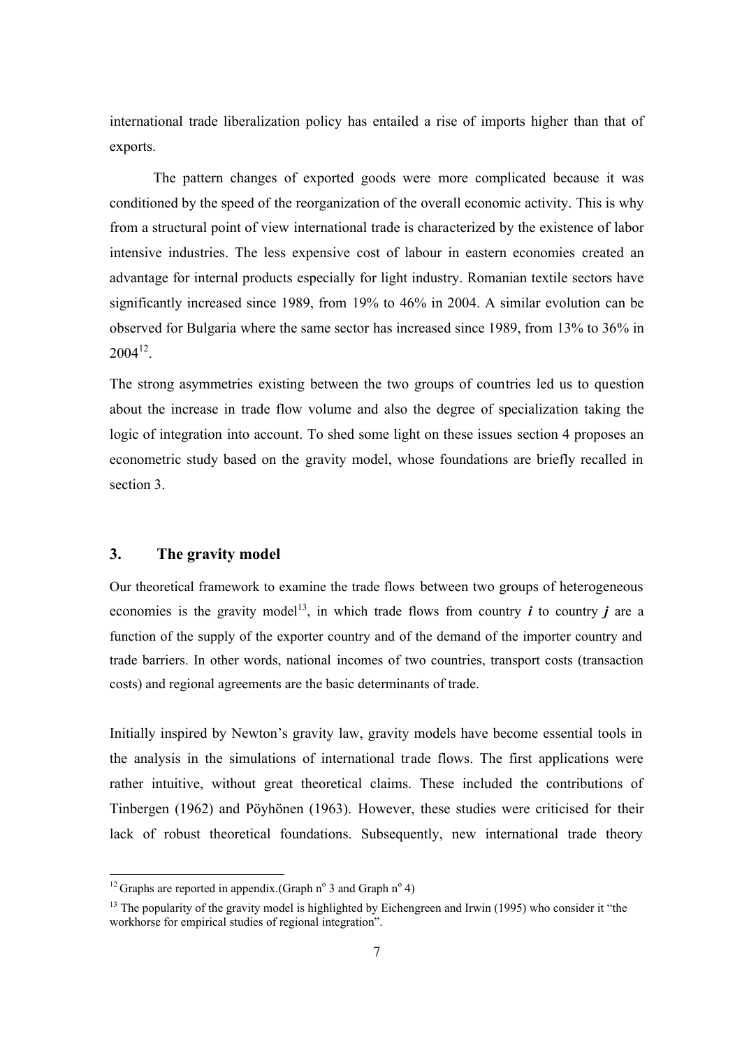international trade liberalization policy has entailed a rise of imports higher than that of exports.

The pattern changes of exported goods were more complicated because it was conditioned by the speed of the reorganization of the overall economic activity. This is why from a structural point of view international trade is characterized by the existence of labor intensive industries. The less expensive cost of labour in eastern economies created an advantage for internal products especially for light industry. Romanian textile sectors have significantly increased since 1989, from 19% to 46% in 2004. A similar evolution can be observed for Bulgaria where the same sector has increased since 1989, from 13% to 36% in 2004[12].

The strong asymmetries existing between the two groups of countries led us to question about the increase in trade flow volume and also the degree of specialization taking the logic of integration into account. To shed some light on these issues section 4 proposes an econometric study based on the gravity model, whose foundations are briefly recalled in section 3.

## 3. The gravity model

Our theoretical framework to examine the trade flows between two groups of heterogeneous economies is the gravity model[13], in which trade flows from country $i$ to country $j$ are a function of the supply of the exporter country and of the demand of the importer country and trade barriers. In other words, national incomes of two countries, transport costs (transaction costs) and regional agreements are the basic determinants of trade.

Initially inspired by Newton's gravity law, gravity models have become essential tools in the analysis in the simulations of international trade flows. The first applications were rather intuitive, without great theoretical claims. These included the contributions of Tinbergen (1962) and Pöyhönen (1963). However, these studies were criticised for their lack of robust theoretical foundations. Subsequently, new international trade theory

---

[12] Graphs are reported in appendix.(Graph n° 3 and Graph n° 4)

[13] The popularity of the gravity model is highlighted by Eichengreen and Irwin (1995) who consider it "the workhorse for empirical studies of regional integration".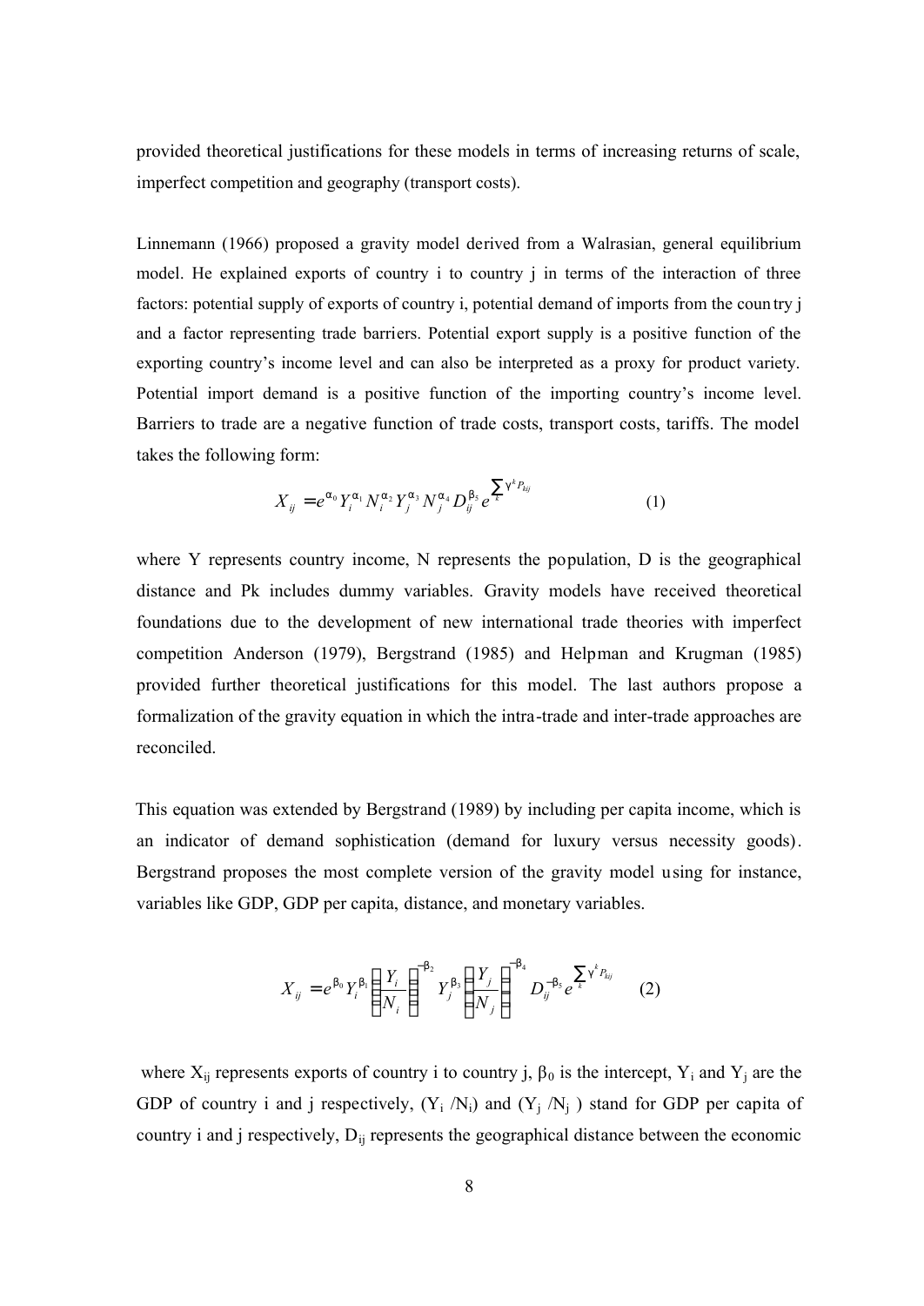provided theoretical justifications for these models in terms of increasing returns of scale, imperfect competition and geography (transport costs).

Linnemann (1966) proposed a gravity model derived from a Walrasian, general equilibrium model. He explained exports of country i to country j in terms of the interaction of three factors: potential supply of exports of country i, potential demand of imports from the country j and a factor representing trade barriers. Potential export supply is a positive function of the exporting country's income level and can also be interpreted as a proxy for product variety. Potential import demand is a positive function of the importing country's income level. Barriers to trade are a negative function of trade costs, transport costs, tariffs. The model takes the following form:

$$X_{ij} = e^{\alpha_0} Y_i^{\alpha_1} N_i^{\alpha_2} Y_j^{\alpha_3} N_j^{\alpha_4} D_{ij}^{\beta_5} e^{\sum_k \gamma^k P_{kij}} \qquad (1)$$

where Y represents country income, N represents the population, D is the geographical distance and Pk includes dummy variables. Gravity models have received theoretical foundations due to the development of new international trade theories with imperfect competition Anderson (1979), Bergstrand (1985) and Helpman and Krugman (1985) provided further theoretical justifications for this model. The last authors propose a formalization of the gravity equation in which the intra-trade and inter-trade approaches are reconciled.

This equation was extended by Bergstrand (1989) by including per capita income, which is an indicator of demand sophistication (demand for luxury versus necessity goods). Bergstrand proposes the most complete version of the gravity model using for instance, variables like GDP, GDP per capita, distance, and monetary variables.

$$X_{ij} = e^{\beta_0} Y_i^{\beta_1} \left(\frac{Y_i}{N_i}\right)^{-\beta_2} Y_j^{\beta_3} \left(\frac{Y_j}{N_j}\right)^{-\beta_4} D_{ij}^{-\beta_5} e^{\sum_k \gamma^k P_{kij}} \qquad (2)$$

where $X_{ij}$ represents exports of country i to country j, $\beta_0$ is the intercept, $Y_i$ and $Y_j$ are the GDP of country i and j respectively, $(Y_i / N_i)$ and $(Y_j / N_j)$ stand for GDP per capita of country i and j respectively, $D_{ij}$ represents the geographical distance between the economic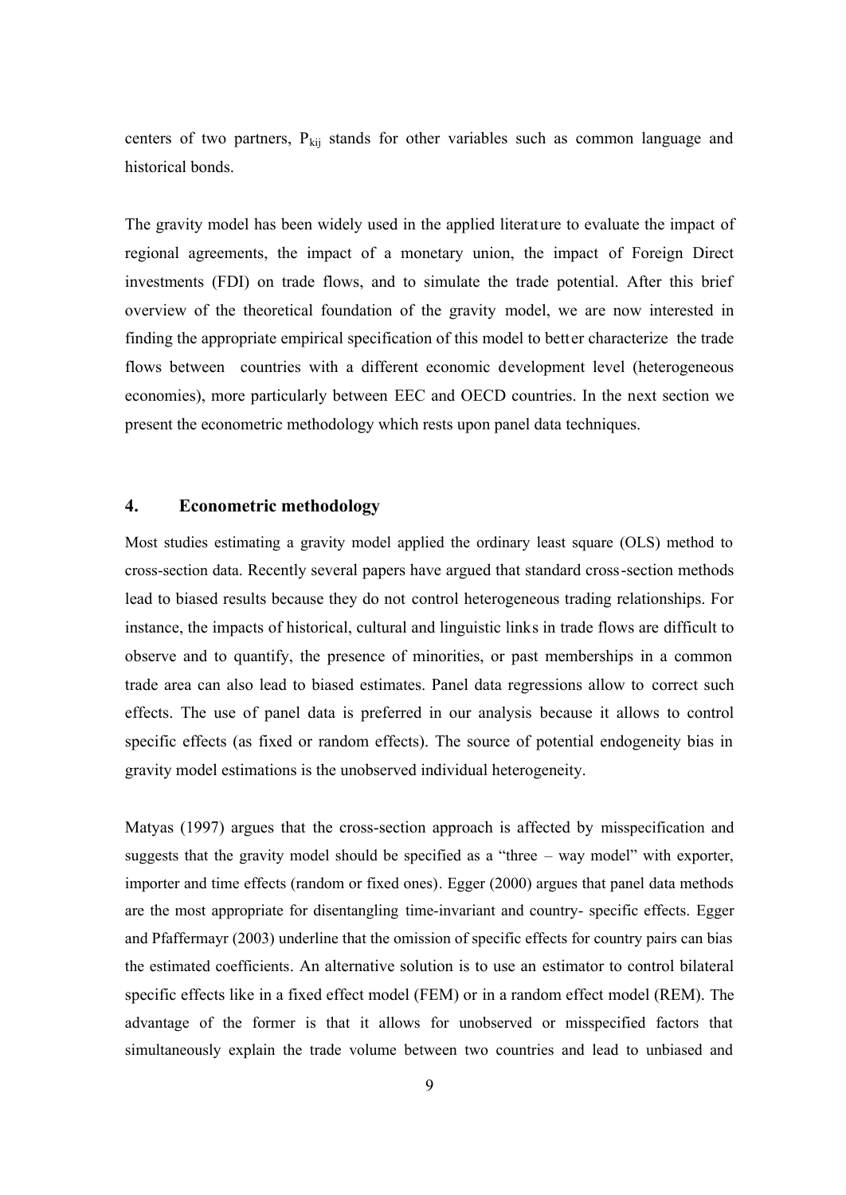centers of two partners, $P_{kij}$ stands for other variables such as common language and historical bonds.

The gravity model has been widely used in the applied literature to evaluate the impact of regional agreements, the impact of a monetary union, the impact of Foreign Direct investments (FDI) on trade flows, and to simulate the trade potential. After this brief overview of the theoretical foundation of the gravity model, we are now interested in finding the appropriate empirical specification of this model to better characterize the trade flows between countries with a different economic development level (heterogeneous economies), more particularly between EEC and OECD countries. In the next section we present the econometric methodology which rests upon panel data techniques.

## 4. Econometric methodology

Most studies estimating a gravity model applied the ordinary least square (OLS) method to cross-section data. Recently several papers have argued that standard cross-section methods lead to biased results because they do not control heterogeneous trading relationships. For instance, the impacts of historical, cultural and linguistic links in trade flows are difficult to observe and to quantify, the presence of minorities, or past memberships in a common trade area can also lead to biased estimates. Panel data regressions allow to correct such effects. The use of panel data is preferred in our analysis because it allows to control specific effects (as fixed or random effects). The source of potential endogeneity bias in gravity model estimations is the unobserved individual heterogeneity.

Matyas (1997) argues that the cross-section approach is affected by misspecification and suggests that the gravity model should be specified as a "three – way model" with exporter, importer and time effects (random or fixed ones). Egger (2000) argues that panel data methods are the most appropriate for disentangling time-invariant and country- specific effects. Egger and Pfaffermayr (2003) underline that the omission of specific effects for country pairs can bias the estimated coefficients. An alternative solution is to use an estimator to control bilateral specific effects like in a fixed effect model (FEM) or in a random effect model (REM). The advantage of the former is that it allows for unobserved or misspecified factors that simultaneously explain the trade volume between two countries and lead to unbiased and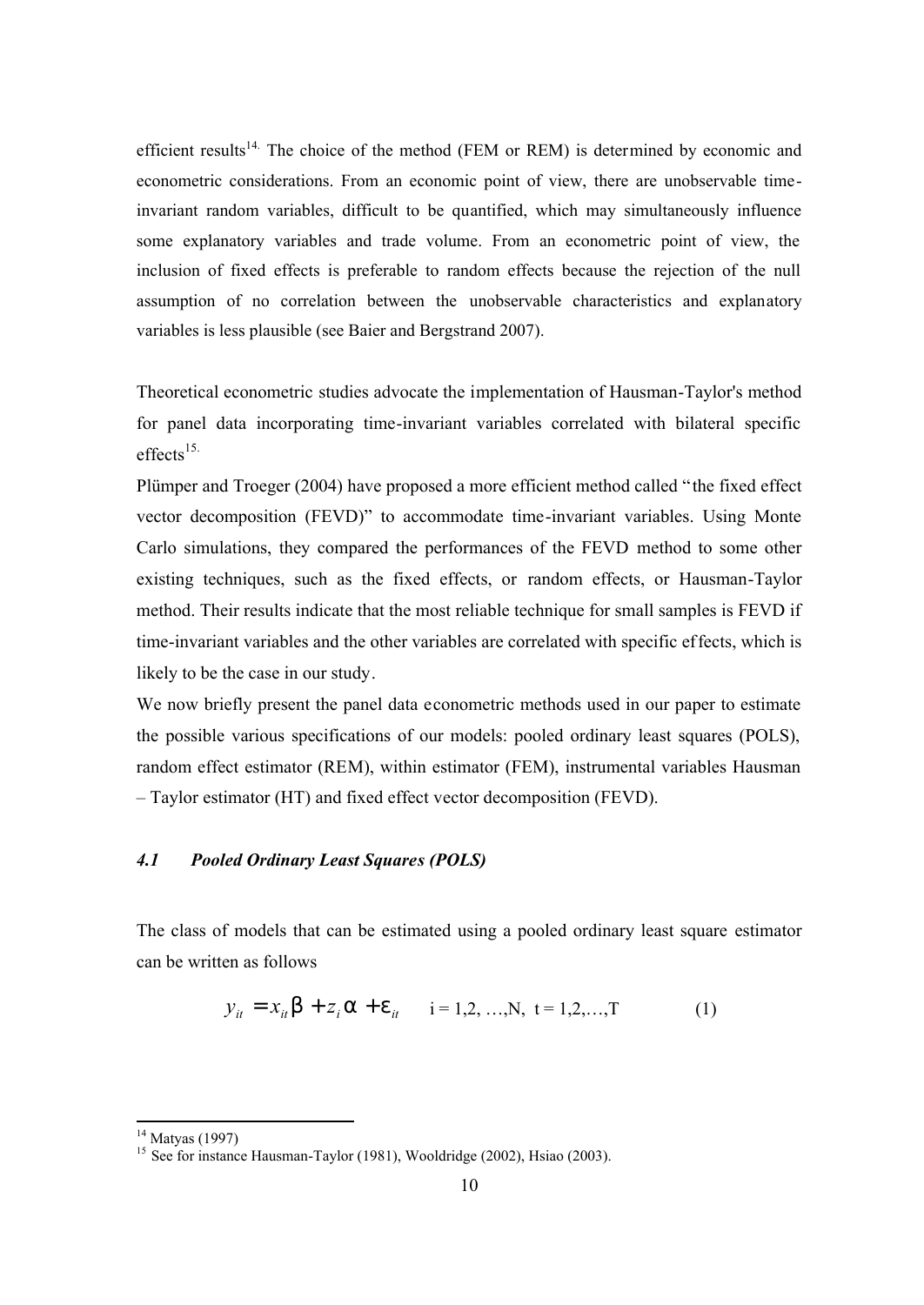efficient results[14]. The choice of the method (FEM or REM) is determined by economic and econometric considerations. From an economic point of view, there are unobservable time-invariant random variables, difficult to be quantified, which may simultaneously influence some explanatory variables and trade volume. From an econometric point of view, the inclusion of fixed effects is preferable to random effects because the rejection of the null assumption of no correlation between the unobservable characteristics and explanatory variables is less plausible (see Baier and Bergstrand 2007).

Theoretical econometric studies advocate the implementation of Hausman-Taylor's method for panel data incorporating time-invariant variables correlated with bilateral specific effects[15].

Plümper and Troeger (2004) have proposed a more efficient method called "the fixed effect vector decomposition (FEVD)" to accommodate time-invariant variables. Using Monte Carlo simulations, they compared the performances of the FEVD method to some other existing techniques, such as the fixed effects, or random effects, or Hausman-Taylor method. Their results indicate that the most reliable technique for small samples is FEVD if time-invariant variables and the other variables are correlated with specific effects, which is likely to be the case in our study.

We now briefly present the panel data econometric methods used in our paper to estimate the possible various specifications of our models: pooled ordinary least squares (POLS), random effect estimator (REM), within estimator (FEM), instrumental variables Hausman – Taylor estimator (HT) and fixed effect vector decomposition (FEVD).

### *4.1 Pooled Ordinary Least Squares (POLS)*

The class of models that can be estimated using a pooled ordinary least square estimator can be written as follows

$$y_{it} = x_{it}\beta + z_i\alpha + \varepsilon_{it} \qquad i = 1,2,\ldots,N,\ t = 1,2,\ldots,T \qquad (1)$$

---

[14] Matyas (1997)

[15] See for instance Hausman-Taylor (1981), Wooldridge (2002), Hsiao (2003).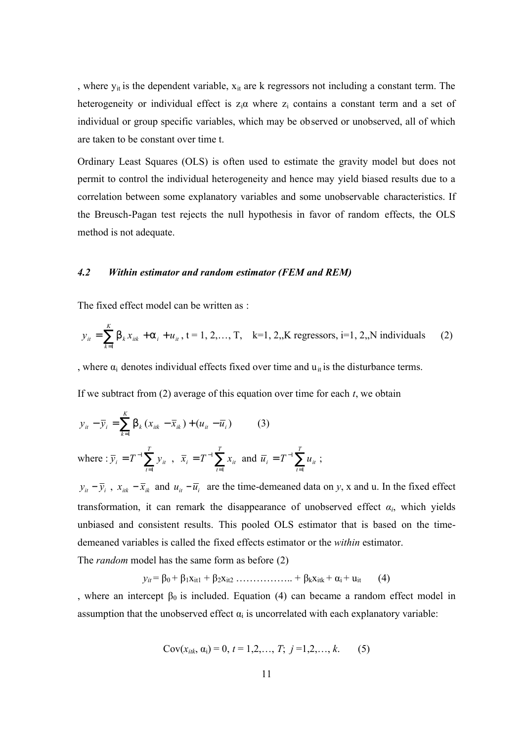, where $y_{it}$ is the dependent variable, $x_{it}$ are k regressors not including a constant term. The heterogeneity or individual effect is $z_i\alpha$ where $z_i$ contains a constant term and a set of individual or group specific variables, which may be observed or unobserved, all of which are taken to be constant over time t.

Ordinary Least Squares (OLS) is often used to estimate the gravity model but does not permit to control the individual heterogeneity and hence may yield biased results due to a correlation between some explanatory variables and some unobservable characteristics. If the Breusch-Pagan test rejects the null hypothesis in favor of random effects, the OLS method is not adequate.

### *4.2 Within estimator and random estimator (FEM and REM)*

The fixed effect model can be written as :

$$y_{it} = \sum_{k=1}^{K} \beta_k x_{itk} + \alpha_i + u_{it}\text{, t = 1, 2,…, T,} \quad \text{k=1, 2,,K regressors, i=1, 2,,N individuals} \qquad (2)$$

, where $\alpha_i$ denotes individual effects fixed over time and $u_{it}$ is the disturbance terms.

If we subtract from (2) average of this equation over time for each *t*, we obtain

$$y_{it} - \overline{y}_i = \sum_{k=1}^{K} \beta_k (x_{itk} - \overline{x}_{ik}) + (u_{it} - \overline{u}_i) \qquad (3)$$

where : $\overline{y}_i = T^{-1} \sum_{t=1}^{T} y_{it}$ , $\overline{x}_i = T^{-1} \sum_{t=1}^{T} x_{it}$ and $\overline{u}_i = T^{-1} \sum_{t=1}^{T} u_{it}$ ;

$y_{it} - \overline{y}_i$ , $x_{itk} - \overline{x}_{ik}$ and $u_{it} - \overline{u}_i$ are the time-demeaned data on *y*, x and u. In the fixed effect transformation, it can remark the disappearance of unobserved effect $\alpha_i$, which yields unbiased and consistent results. This pooled OLS estimator that is based on the time-demeaned variables is called the fixed effects estimator or the *within* estimator.

The *random* model has the same form as before (2)

$$y_{it} = \beta_0 + \beta_1 x_{it1} + \beta_2 x_{it2} \text{ ……………….. } + \beta_k x_{itk} + \alpha_i + u_{it} \qquad (4)$$

, where an intercept $\beta_0$ is included. Equation (4) can became a random effect model in assumption that the unobserved effect $\alpha_i$ is uncorrelated with each explanatory variable:

$$\text{Cov}(x_{itk}, \alpha_i) = 0,\ t = 1,2,\ldots, T;\ j = 1,2,\ldots, k. \qquad (5)$$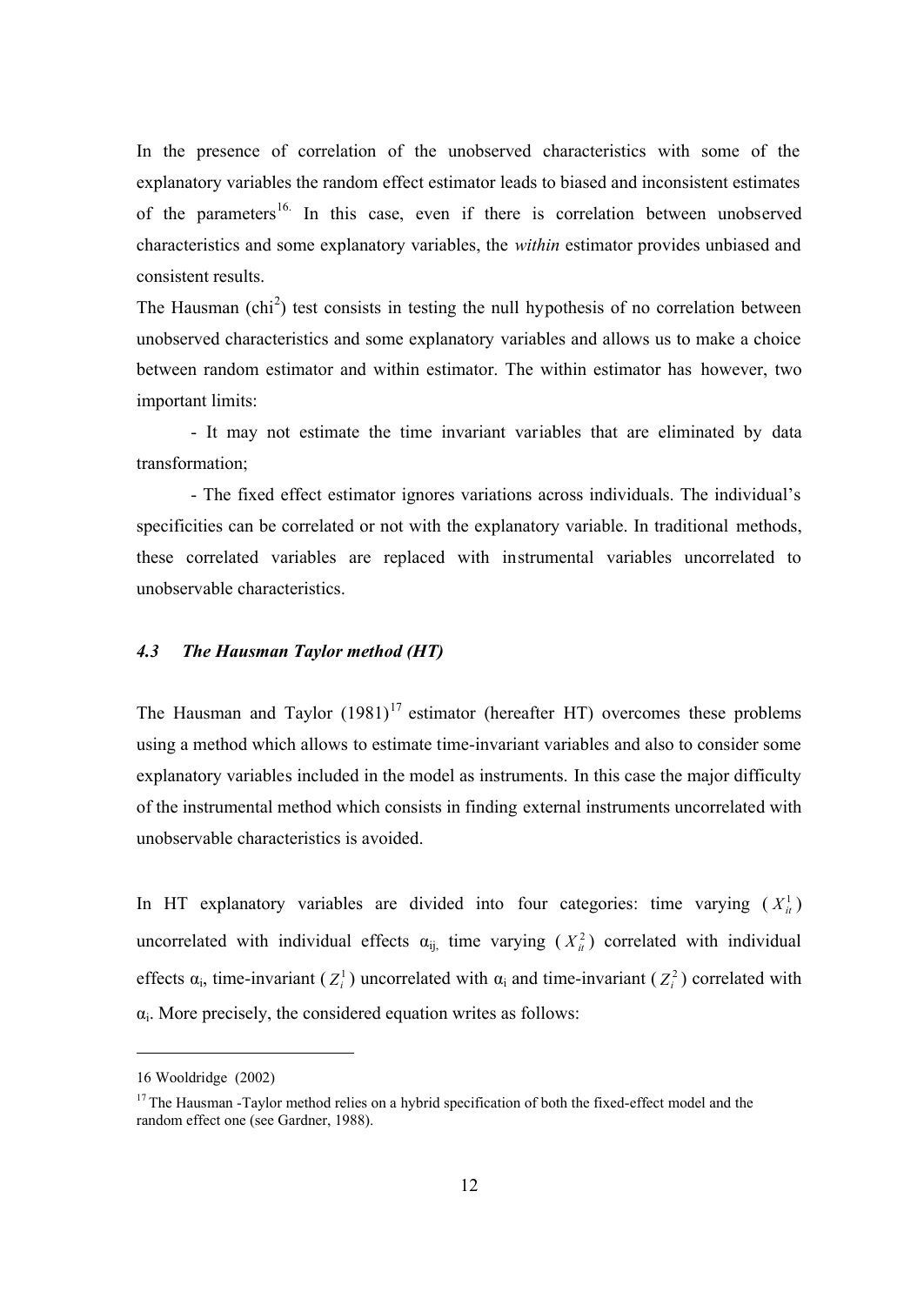In the presence of correlation of the unobserved characteristics with some of the explanatory variables the random effect estimator leads to biased and inconsistent estimates of the parameters[16]. In this case, even if there is correlation between unobserved characteristics and some explanatory variables, the *within* estimator provides unbiased and consistent results.

The Hausman ($chi^2$) test consists in testing the null hypothesis of no correlation between unobserved characteristics and some explanatory variables and allows us to make a choice between random estimator and within estimator. The within estimator has however, two important limits:

- It may not estimate the time invariant variables that are eliminated by data transformation;

- The fixed effect estimator ignores variations across individuals. The individual's specificities can be correlated or not with the explanatory variable. In traditional methods, these correlated variables are replaced with instrumental variables uncorrelated to unobservable characteristics.

### *4.3 The Hausman Taylor method (HT)*

The Hausman and Taylor (1981)[17] estimator (hereafter HT) overcomes these problems using a method which allows to estimate time-invariant variables and also to consider some explanatory variables included in the model as instruments. In this case the major difficulty of the instrumental method which consists in finding external instruments uncorrelated with unobservable characteristics is avoided.

In HT explanatory variables are divided into four categories: time varying ($X_{it}^1$) uncorrelated with individual effects $\alpha_{ij}$, time varying ($X_{it}^2$) correlated with individual effects $\alpha_i$, time-invariant ($Z_i^1$) uncorrelated with $\alpha_i$ and time-invariant ($Z_i^2$) correlated with $\alpha_i$. More precisely, the considered equation writes as follows:

---

16 Wooldridge (2002)

17 The Hausman -Taylor method relies on a hybrid specification of both the fixed-effect model and the random effect one (see Gardner, 1988).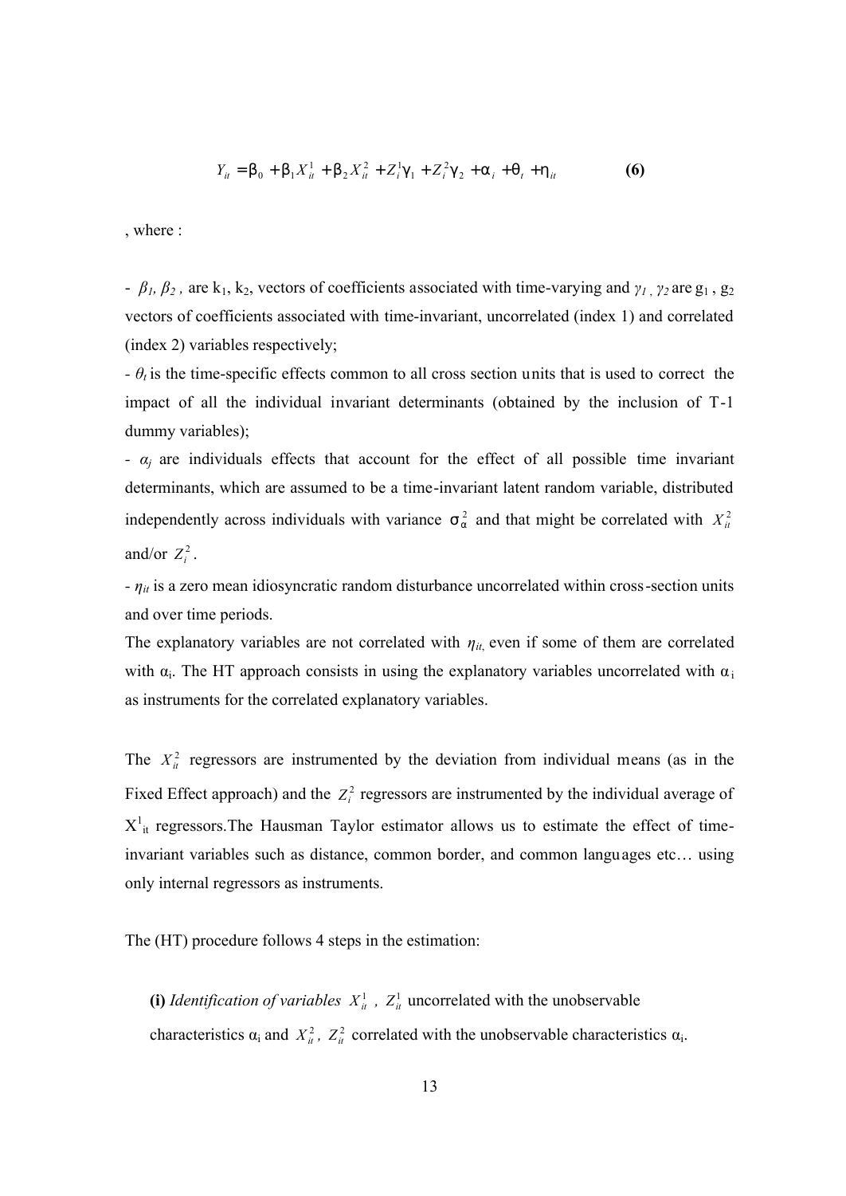$$Y_{it} = \beta_0 + \beta_1 X_{it}^1 + \beta_2 X_{it}^2 + Z_i^1 \gamma_1 + Z_i^2 \gamma_2 + \alpha_i + \theta_t + \eta_{it} \qquad \textbf{(6)}$$

, where :

- $\beta_1, \beta_2$ , are $k_1$, $k_2$, vectors of coefficients associated with time-varying and $\gamma_1$ , $\gamma_2$ are $g_1$ , $g_2$ vectors of coefficients associated with time-invariant, uncorrelated (index 1) and correlated (index 2) variables respectively;

- $\theta_t$ is the time-specific effects common to all cross section units that is used to correct the impact of all the individual invariant determinants (obtained by the inclusion of T-1 dummy variables);

- $\alpha_j$ are individuals effects that account for the effect of all possible time invariant determinants, which are assumed to be a time-invariant latent random variable, distributed independently across individuals with variance $\sigma_\alpha^2$ and that might be correlated with $X_{it}^2$ and/or $Z_i^2$ .

- $\eta_{it}$ is a zero mean idiosyncratic random disturbance uncorrelated within cross-section units and over time periods.

The explanatory variables are not correlated with $\eta_{it}$, even if some of them are correlated with $\alpha_i$. The HT approach consists in using the explanatory variables uncorrelated with $\alpha_i$ as instruments for the correlated explanatory variables.

The $X_{it}^2$ regressors are instrumented by the deviation from individual means (as in the Fixed Effect approach) and the $Z_i^2$ regressors are instrumented by the individual average of $X^1_{it}$ regressors.The Hausman Taylor estimator allows us to estimate the effect of time-invariant variables such as distance, common border, and common languages etc… using only internal regressors as instruments.

The (HT) procedure follows 4 steps in the estimation:

**(i)** *Identification of variables* $X_{it}^1$ , $Z_{it}^1$ uncorrelated with the unobservable characteristics $\alpha_i$ and $X_{it}^2$, $Z_{it}^2$ correlated with the unobservable characteristics $\alpha_i$.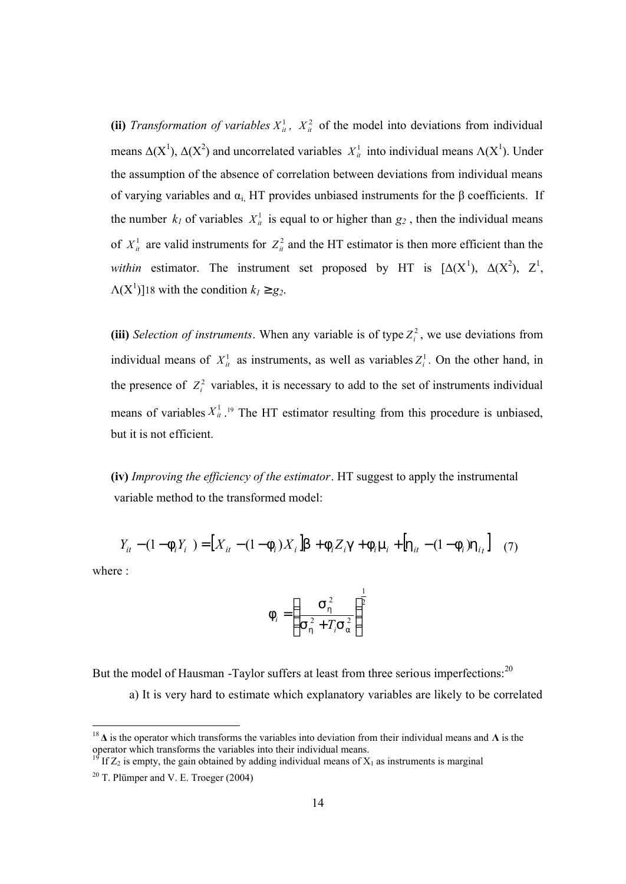**(ii)** *Transformation of variables* $X_{it}^1$, $X_{it}^2$ of the model into deviations from individual means $\Delta(X^1)$, $\Delta(X^2)$ and uncorrelated variables $X_{it}^1$ into individual means $\Lambda(X^1)$. Under the assumption of the absence of correlation between deviations from individual means of varying variables and $\alpha_i$, HT provides unbiased instruments for the β coefficients. If the number $k_1$ of variables $X_{it}^1$ is equal to or higher than $g_2$, then the individual means of $X_{it}^1$ are valid instruments for $Z_{it}^2$ and the HT estimator is then more efficient than the *within* estimator. The instrument set proposed by HT is $[\Delta(X^1), \Delta(X^2), Z^1, \Lambda(X^1)]$[18] with the condition $k_1 \geq g_2$.

**(iii)** *Selection of instruments*. When any variable is of type $Z_i^2$, we use deviations from individual means of $X_{it}^1$ as instruments, as well as variables $Z_i^1$. On the other hand, in the presence of $Z_i^2$ variables, it is necessary to add to the set of instruments individual means of variables $X_{it}^1$.[19] The HT estimator resulting from this procedure is unbiased, but it is not efficient.

**(iv)** *Improving the efficiency of the estimator*. HT suggest to apply the instrumental variable method to the transformed model:

$$Y_{it} - (1 - \phi_i Y_i) = \left[X_{it} - (1 - \phi_i) X_i\right]\beta + \phi_i Z_i \gamma + \phi_i \mu_i + \left[\eta_{it} - (1 - \phi_i)\eta_{it}\right] \quad (7)$$

where :

$$\phi_i = \left(\frac{\sigma_\eta^2}{\sigma_\eta^2 + T_i \sigma_\alpha^2}\right)^{\frac{1}{2}}$$

But the model of Hausman -Taylor suffers at least from three serious imperfections:[20]

a) It is very hard to estimate which explanatory variables are likely to be correlated

---

[18] **Δ** is the operator which transforms the variables into deviation from their individual means and **Λ** is the operator which transforms the variables into their individual means.

[19] If $Z_2$ is empty, the gain obtained by adding individual means of $X_1$ as instruments is marginal

[20] T. Plümper and V. E. Troeger (2004)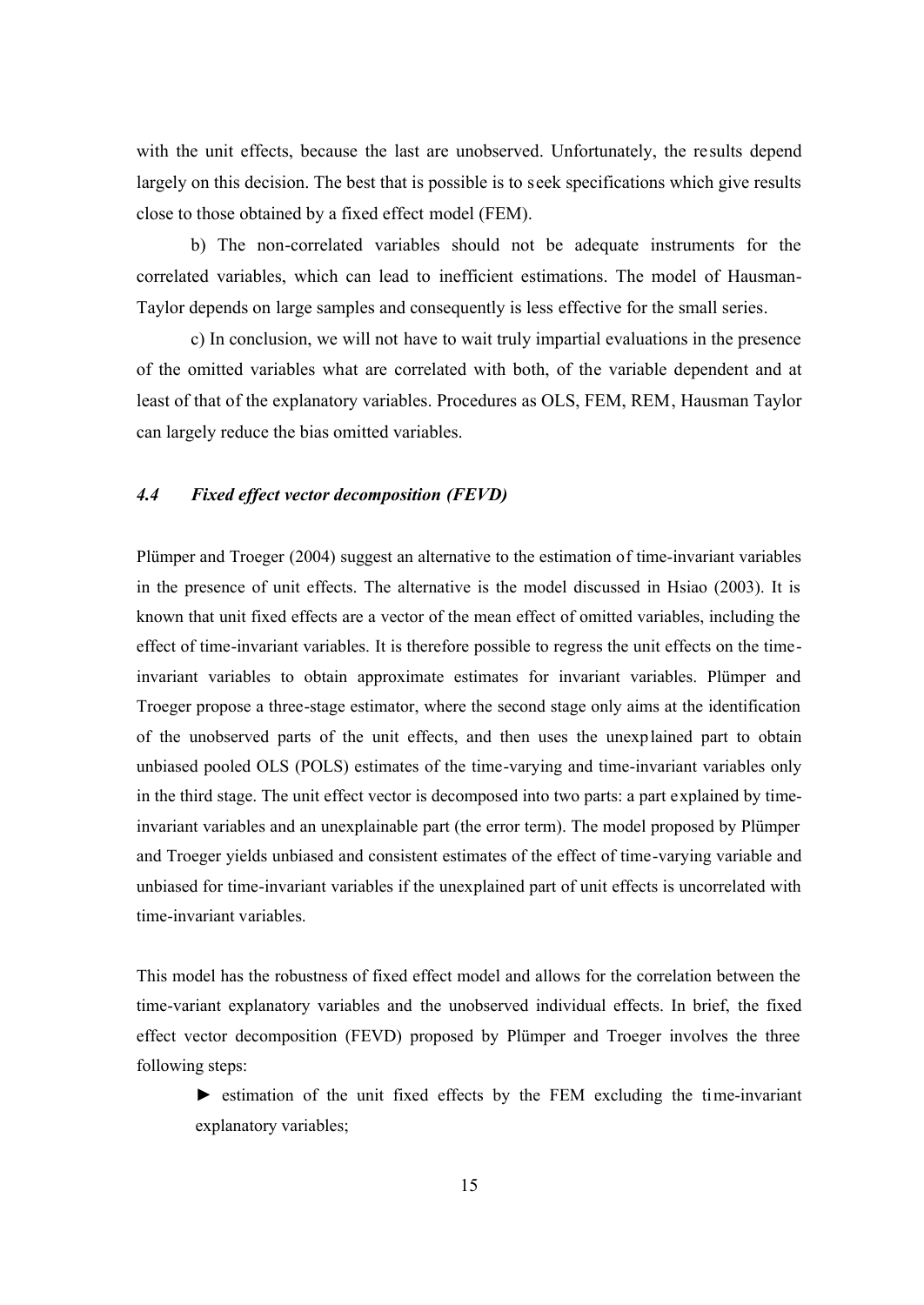with the unit effects, because the last are unobserved. Unfortunately, the results depend largely on this decision. The best that is possible is to seek specifications which give results close to those obtained by a fixed effect model (FEM).

b) The non-correlated variables should not be adequate instruments for the correlated variables, which can lead to inefficient estimations. The model of Hausman-Taylor depends on large samples and consequently is less effective for the small series.

c) In conclusion, we will not have to wait truly impartial evaluations in the presence of the omitted variables what are correlated with both, of the variable dependent and at least of that of the explanatory variables. Procedures as OLS, FEM, REM, Hausman Taylor can largely reduce the bias omitted variables.

### *4.4 Fixed effect vector decomposition (FEVD)*

Plümper and Troeger (2004) suggest an alternative to the estimation of time-invariant variables in the presence of unit effects. The alternative is the model discussed in Hsiao (2003). It is known that unit fixed effects are a vector of the mean effect of omitted variables, including the effect of time-invariant variables. It is therefore possible to regress the unit effects on the time-invariant variables to obtain approximate estimates for invariant variables. Plümper and Troeger propose a three-stage estimator, where the second stage only aims at the identification of the unobserved parts of the unit effects, and then uses the unexplained part to obtain unbiased pooled OLS (POLS) estimates of the time-varying and time-invariant variables only in the third stage. The unit effect vector is decomposed into two parts: a part explained by time-invariant variables and an unexplainable part (the error term). The model proposed by Plümper and Troeger yields unbiased and consistent estimates of the effect of time-varying variable and unbiased for time-invariant variables if the unexplained part of unit effects is uncorrelated with time-invariant variables.

This model has the robustness of fixed effect model and allows for the correlation between the time-variant explanatory variables and the unobserved individual effects. In brief, the fixed effect vector decomposition (FEVD) proposed by Plümper and Troeger involves the three following steps:

- ► estimation of the unit fixed effects by the FEM excluding the time-invariant explanatory variables;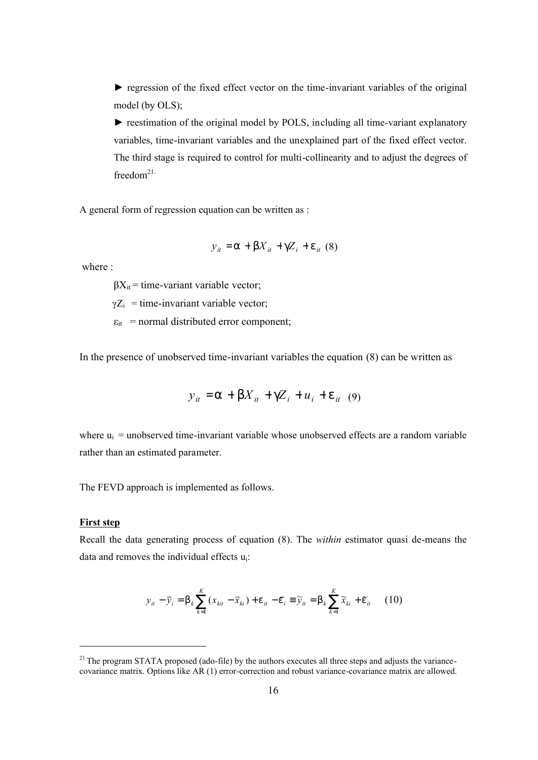► regression of the fixed effect vector on the time-invariant variables of the original model (by OLS);

► reestimation of the original model by POLS, including all time-variant explanatory variables, time-invariant variables and the unexplained part of the fixed effect vector. The third stage is required to control for multi-collinearity and to adjust the degrees of freedom[21].

A general form of regression equation can be written as :

$$y_{it} = \alpha + \beta X_{it} + \gamma Z_i + \varepsilon_{it} \quad (8)$$

where :

$\beta X_{it}$ = time-variant variable vector;

$\gamma Z_i$ = time-invariant variable vector;

$\varepsilon_{it}$ = normal distributed error component;

In the presence of unobserved time-invariant variables the equation (8) can be written as

$$y_{it} = \alpha + \beta X_{it} + \gamma Z_i + u_i + \varepsilon_{it} \quad (9)$$

where $u_i$ = unobserved time-invariant variable whose unobserved effects are a random variable rather than an estimated parameter.

The FEVD approach is implemented as follows.

**First step**

Recall the data generating process of equation (8). The *within* estimator quasi de-means the data and removes the individual effects $u_i$:

$$y_{it} - \bar{y}_i = \beta_k \sum_{k=1}^{K} (x_{kit} - \bar{x}_{ki}) + \varepsilon_{it} - \bar{\varepsilon}_i \equiv \tilde{y}_{it} = \beta_k \sum_{k=1}^{K} \tilde{x}_{ki} + \tilde{\varepsilon}_{it} \quad (10)$$

[21] The program STATA proposed (ado-file) by the authors executes all three steps and adjusts the variance-covariance matrix. Options like AR (1) error-correction and robust variance-covariance matrix are allowed.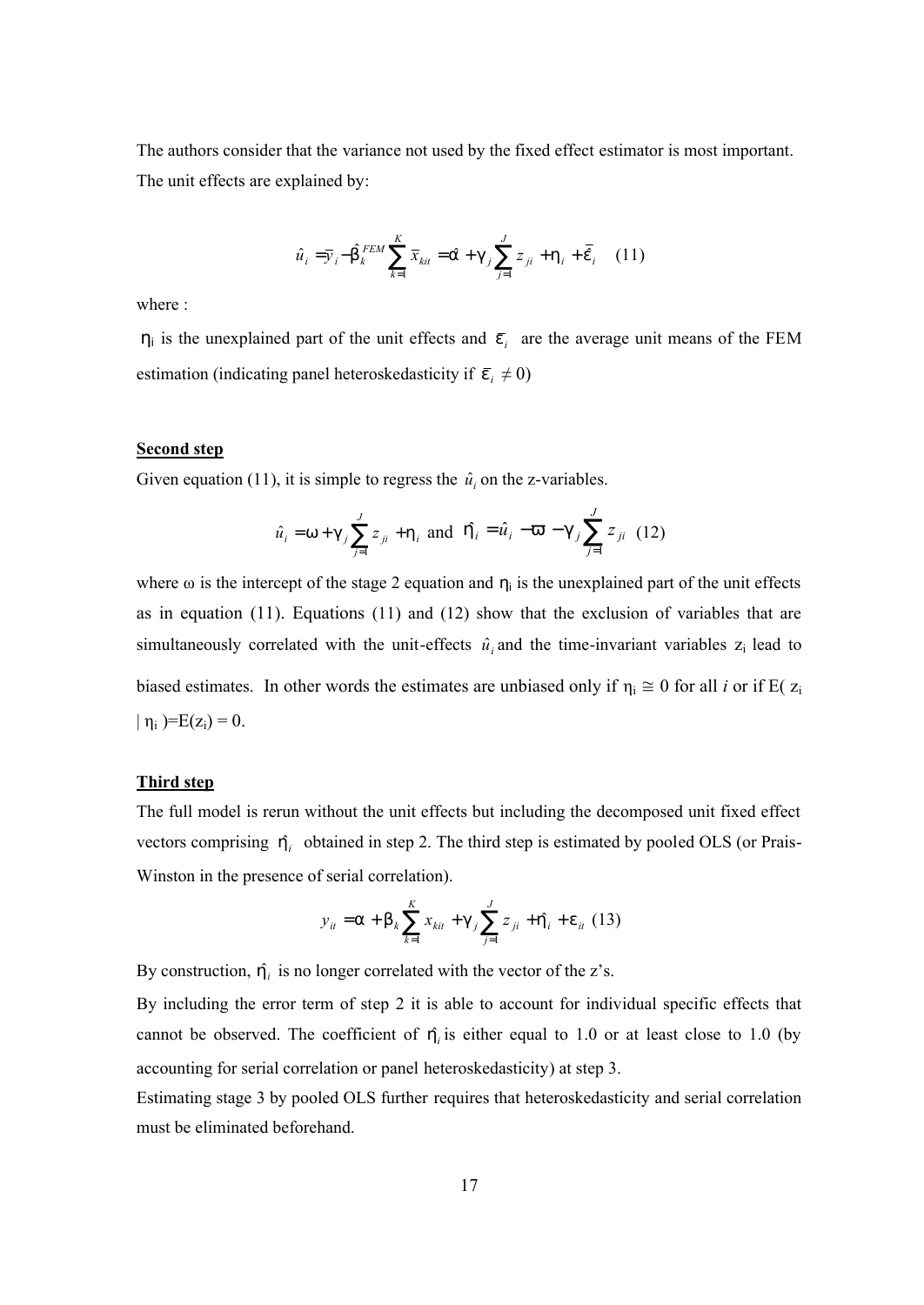The authors consider that the variance not used by the fixed effect estimator is most important. The unit effects are explained by:

$$\hat{u}_i = \bar{y}_i - \hat{\beta}_k^{FEM} \sum_{k=1}^{K} \bar{x}_{kit} = \alpha + \gamma_j \sum_{j=1}^{J} z_{ji} + \eta_i + \bar{\varepsilon}_i \quad (11)$$

where :

$\eta_i$ is the unexplained part of the unit effects and $\bar{\varepsilon}_i$ are the average unit means of the FEM estimation (indicating panel heteroskedasticity if $\bar{\varepsilon}_i \neq 0$)

**Second step**

Given equation (11), it is simple to regress the $\hat{u}_i$ on the z-variables.

$$\hat{u}_i = \omega + \gamma_j \sum_{j=1}^{J} z_{ji} + \eta_i \text{ and } \hat{\eta}_i = \hat{u}_i - \varpi - \gamma_j \sum_{j=1}^{J} z_{ji} \quad (12)$$

where $\omega$ is the intercept of the stage 2 equation and $\eta_i$ is the unexplained part of the unit effects as in equation (11). Equations (11) and (12) show that the exclusion of variables that are simultaneously correlated with the unit-effects $\hat{u}_i$ and the time-invariant variables $z_i$ lead to biased estimates. In other words the estimates are unbiased only if $\eta_i \cong 0$ for all *i* or if $E(z_i \mid \eta_i) = E(z_i) = 0$.

**Third step**

The full model is rerun without the unit effects but including the decomposed unit fixed effect vectors comprising $\hat{\eta}_i$ obtained in step 2. The third step is estimated by pooled OLS (or Prais-Winston in the presence of serial correlation).

$$y_{it} = \alpha + \beta_k \sum_{k=1}^{K} x_{kit} + \gamma_j \sum_{j=1}^{J} z_{ji} + \hat{\eta}_i + \varepsilon_{it} \quad (13)$$

By construction, $\hat{\eta}_i$ is no longer correlated with the vector of the z's.

By including the error term of step 2 it is able to account for individual specific effects that cannot be observed. The coefficient of $\hat{\eta}_i$ is either equal to 1.0 or at least close to 1.0 (by accounting for serial correlation or panel heteroskedasticity) at step 3.

Estimating stage 3 by pooled OLS further requires that heteroskedasticity and serial correlation must be eliminated beforehand.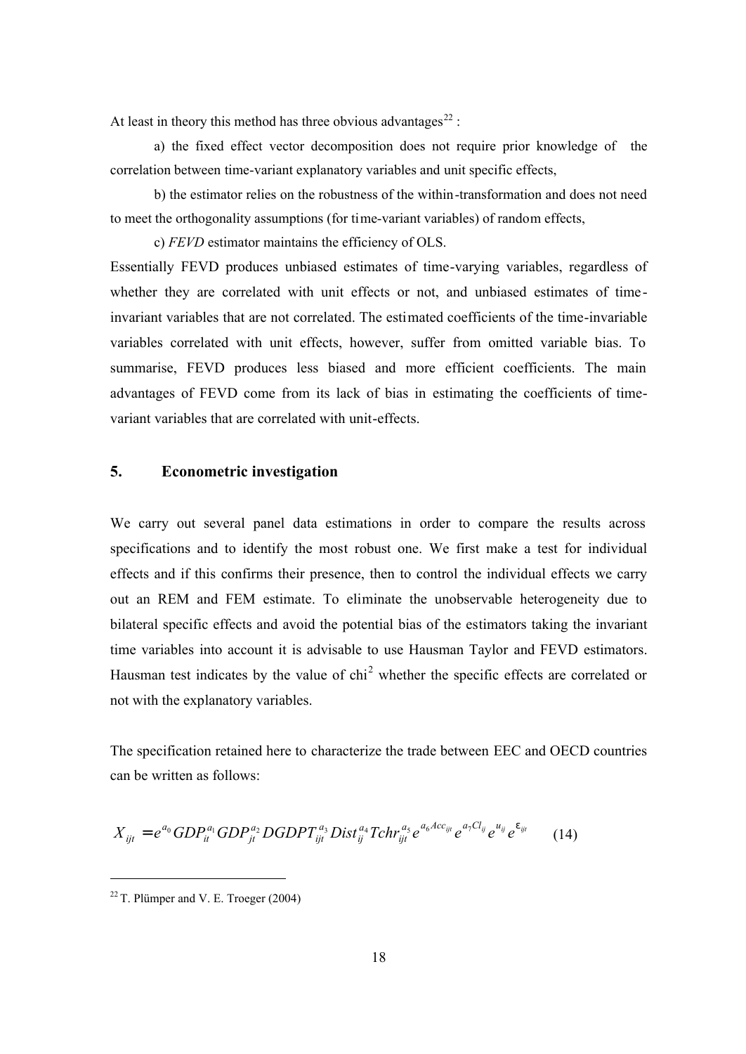At least in theory this method has three obvious advantages[22] :

a) the fixed effect vector decomposition does not require prior knowledge of the correlation between time-variant explanatory variables and unit specific effects,

b) the estimator relies on the robustness of the within-transformation and does not need to meet the orthogonality assumptions (for time-variant variables) of random effects,

c) *FEVD* estimator maintains the efficiency of OLS.

Essentially FEVD produces unbiased estimates of time-varying variables, regardless of whether they are correlated with unit effects or not, and unbiased estimates of time-invariant variables that are not correlated. The estimated coefficients of the time-invariable variables correlated with unit effects, however, suffer from omitted variable bias. To summarise, FEVD produces less biased and more efficient coefficients. The main advantages of FEVD come from its lack of bias in estimating the coefficients of time-variant variables that are correlated with unit-effects.

## 5. Econometric investigation

We carry out several panel data estimations in order to compare the results across specifications and to identify the most robust one. We first make a test for individual effects and if this confirms their presence, then to control the individual effects we carry out an REM and FEM estimate. To eliminate the unobservable heterogeneity due to bilateral specific effects and avoid the potential bias of the estimators taking the invariant time variables into account it is advisable to use Hausman Taylor and FEVD estimators. Hausman test indicates by the value of $chi^2$ whether the specific effects are correlated or not with the explanatory variables.

The specification retained here to characterize the trade between EEC and OECD countries can be written as follows:

$$X_{ijt} = e^{a_0} GDP_{it}^{a_1} GDP_{jt}^{a_2} DGDPT_{ijt}^{a_3} Dist_{ij}^{a_4} Tchr_{ijt}^{a_5} e^{a_6 Acc_{ijt}} e^{a_7 Cl_{ij}} e^{u_{ij}} e^{\varepsilon_{ijt}} \qquad (14)$$

[22] T. Plümper and V. E. Troeger (2004)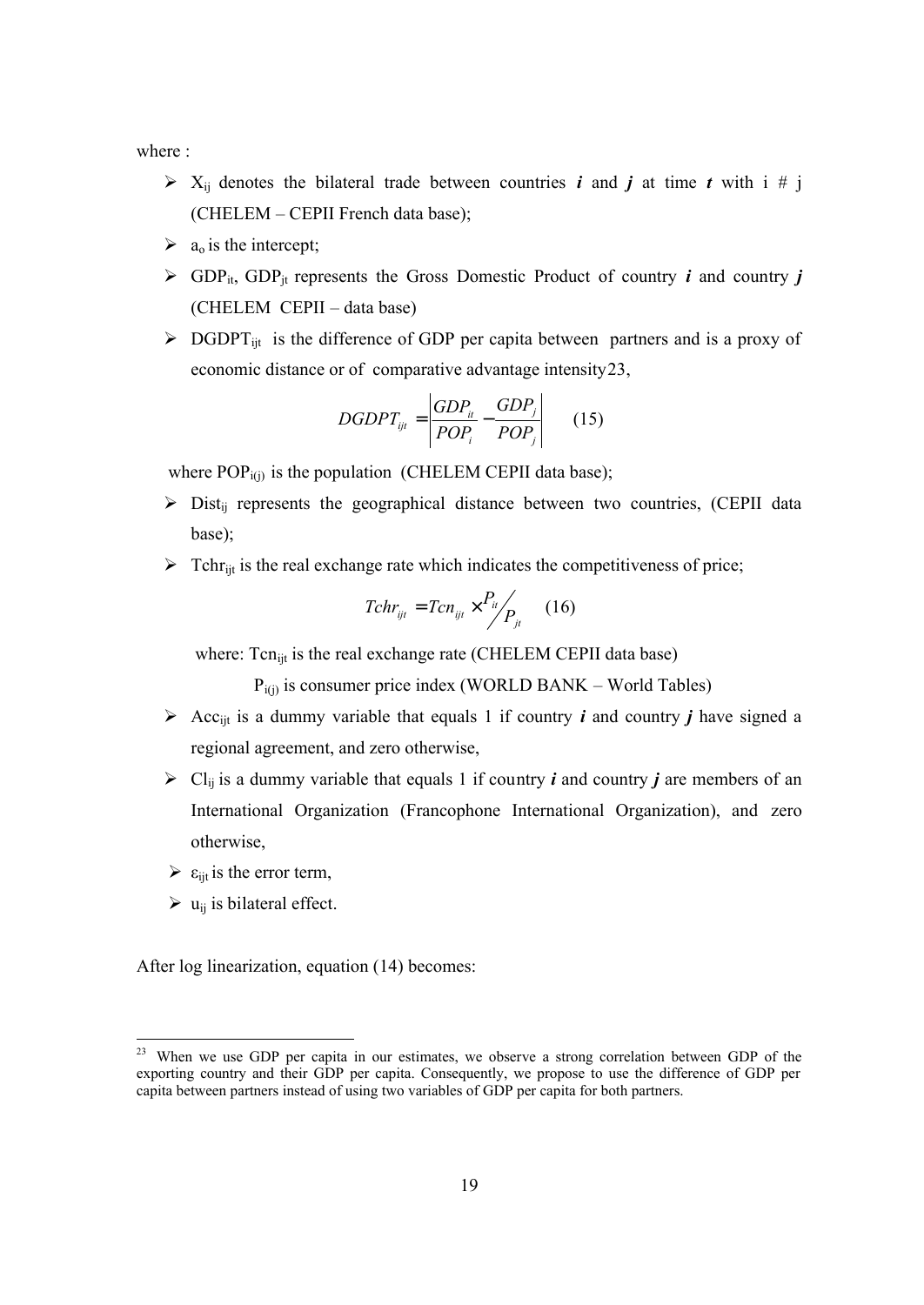where :

- $X_{ij}$ denotes the bilateral trade between countries ***i*** and ***j*** at time ***t*** with i # j (CHELEM – CEPII French data base);
- $a_o$ is the intercept;
- $GDP_{it}$, $GDP_{jt}$ represents the Gross Domestic Product of country ***i*** and country ***j*** (CHELEM CEPII – data base)
- $DGDPT_{ijt}$ is the difference of GDP per capita between partners and is a proxy of economic distance or of comparative advantage intensity[23],

$$DGDPT_{ijt} = \left| \frac{GDP_{it}}{POP_i} - \frac{GDP_j}{POP_j} \right| \qquad (15)$$

where $POP_{i(j)}$ is the population (CHELEM CEPII data base);

- $Dist_{ij}$ represents the geographical distance between two countries, (CEPII data base);
- $Tchr_{ijt}$ is the real exchange rate which indicates the competitiveness of price;

$$Tchr_{ijt} = Tcn_{ijt} \times {}^{P_{it}}\!/_{P_{jt}} \qquad (16)$$

where: $Tcn_{ijt}$ is the real exchange rate (CHELEM CEPII data base)

$P_{i(j)}$ is consumer price index (WORLD BANK – World Tables)

- $Acc_{ijt}$ is a dummy variable that equals 1 if country ***i*** and country ***j*** have signed a regional agreement, and zero otherwise,
- $Cl_{ij}$ is a dummy variable that equals 1 if country ***i*** and country ***j*** are members of an International Organization (Francophone International Organization), and zero otherwise,
- $\varepsilon_{ijt}$ is the error term,
- $u_{ij}$ is bilateral effect.

After log linearization, equation (14) becomes:

[23] When we use GDP per capita in our estimates, we observe a strong correlation between GDP of the exporting country and their GDP per capita. Consequently, we propose to use the difference of GDP per capita between partners instead of using two variables of GDP per capita for both partners.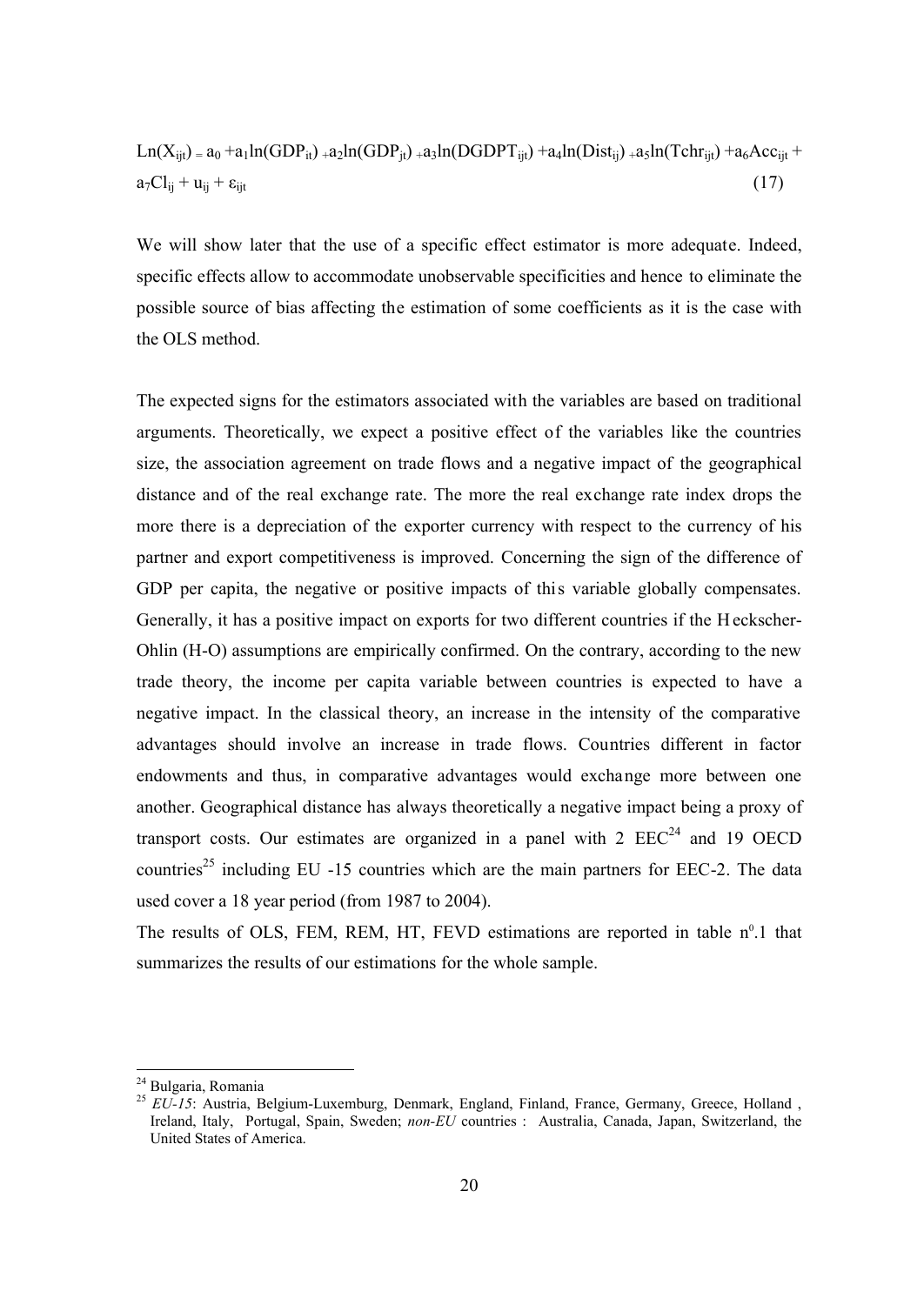$$\mathrm{Ln}(X_{ijt}) = a_0 + a_1\ln(GDP_{it}) + a_2\ln(GDP_{jt}) + a_3\ln(DGDPT_{ijt}) + a_4\ln(Dist_{ij}) + a_5\ln(Tchr_{ijt}) + a_6Acc_{ijt} + a_7Cl_{ij} + u_{ij} + \varepsilon_{ijt} \quad (17)$$

We will show later that the use of a specific effect estimator is more adequate. Indeed, specific effects allow to accommodate unobservable specificities and hence to eliminate the possible source of bias affecting the estimation of some coefficients as it is the case with the OLS method.

The expected signs for the estimators associated with the variables are based on traditional arguments. Theoretically, we expect a positive effect of the variables like the countries size, the association agreement on trade flows and a negative impact of the geographical distance and of the real exchange rate. The more the real exchange rate index drops the more there is a depreciation of the exporter currency with respect to the currency of his partner and export competitiveness is improved. Concerning the sign of the difference of GDP per capita, the negative or positive impacts of this variable globally compensates. Generally, it has a positive impact on exports for two different countries if the Heckscher-Ohlin (H-O) assumptions are empirically confirmed. On the contrary, according to the new trade theory, the income per capita variable between countries is expected to have a negative impact. In the classical theory, an increase in the intensity of the comparative advantages should involve an increase in trade flows. Countries different in factor endowments and thus, in comparative advantages would exchange more between one another. Geographical distance has always theoretically a negative impact being a proxy of transport costs. Our estimates are organized in a panel with 2 EEC[24] and 19 OECD countries[25] including EU -15 countries which are the main partners for EEC-2. The data used cover a 18 year period (from 1987 to 2004).

The results of OLS, FEM, REM, HT, FEVD estimations are reported in table n°.1 that summarizes the results of our estimations for the whole sample.

---

[24] Bulgaria, Romania

[25] *EU-15*: Austria, Belgium-Luxemburg, Denmark, England, Finland, France, Germany, Greece, Holland , Ireland, Italy, Portugal, Spain, Sweden; *non-EU* countries : Australia, Canada, Japan, Switzerland, the United States of America.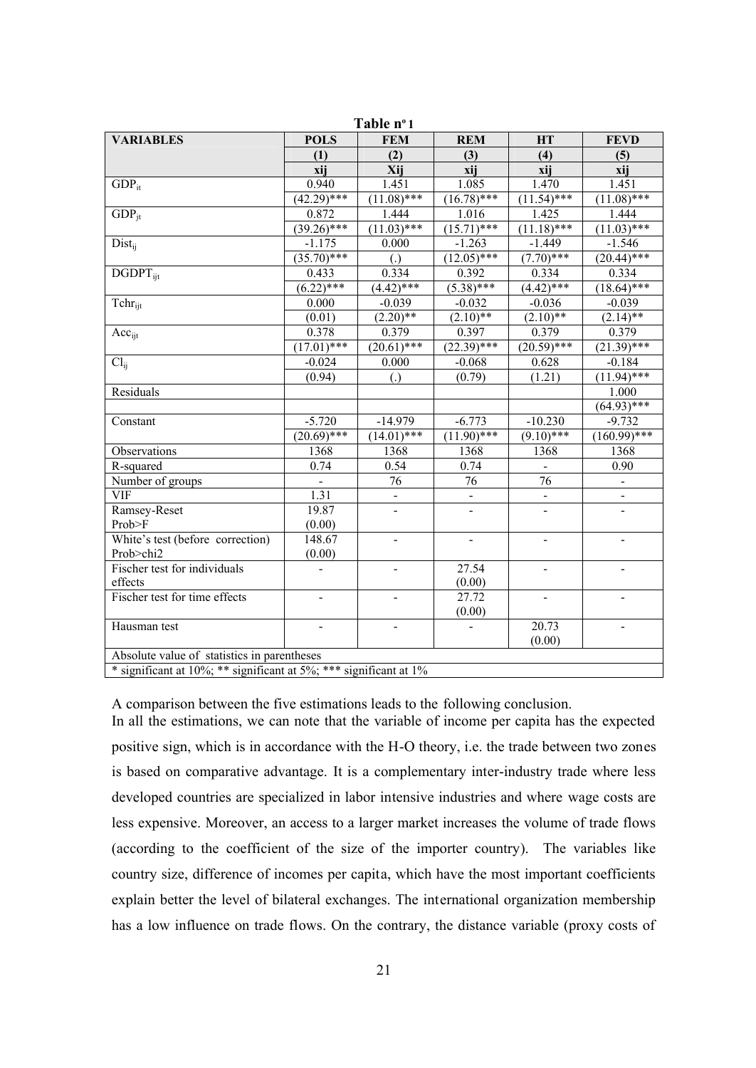**Table n° 1**

| VARIABLES | POLS | FEM | REM | HT | FEVD |
|---|---|---|---|---|---|
| | (1) | (2) | (3) | (4) | (5) |
| | xij | Xij | xij | xij | xij |
| $GDP_{it}$ | 0.940 | 1.451 | 1.085 | 1.470 | 1.451 |
| | (42.29)*** | (11.08)*** | (16.78)*** | (11.54)*** | (11.08)*** |
| $GDP_{jt}$ | 0.872 | 1.444 | 1.016 | 1.425 | 1.444 |
| | (39.26)*** | (11.03)*** | (15.71)*** | (11.18)*** | (11.03)*** |
| $Dist_{ij}$ | -1.175 | 0.000 | -1.263 | -1.449 | -1.546 |
| | (35.70)*** | (.) | (12.05)*** | (7.70)*** | (20.44)*** |
| $DGDPT_{ijt}$ | 0.433 | 0.334 | 0.392 | 0.334 | 0.334 |
| | (6.22)*** | (4.42)*** | (5.38)*** | (4.42)*** | (18.64)*** |
| $Tchr_{ijt}$ | 0.000 | -0.039 | -0.032 | -0.036 | -0.039 |
| | (0.01) | (2.20)** | (2.10)** | (2.10)** | (2.14)** |
| $Acc_{ijt}$ | 0.378 | 0.379 | 0.397 | 0.379 | 0.379 |
| | (17.01)*** | (20.61)*** | (22.39)*** | (20.59)*** | (21.39)*** |
| $Cl_{ij}$ | -0.024 | 0.000 | -0.068 | 0.628 | -0.184 |
| | (0.94) | (.) | (0.79) | (1.21) | (11.94)*** |
| Residuals | | | | | 1.000 |
| | | | | | (64.93)*** |
| Constant | -5.720 | -14.979 | -6.773 | -10.230 | -9.732 |
| | (20.69)*** | (14.01)*** | (11.90)*** | (9.10)*** | (160.99)*** |
| Observations | 1368 | 1368 | 1368 | 1368 | 1368 |
| R-squared | 0.74 | 0.54 | 0.74 | - | 0.90 |
| Number of groups | - | 76 | 76 | 76 | - |
| VIF | 1.31 | - | - | - | - |
| Ramsey-Reset Prob>F | 19.87 (0.00) | - | - | - | - |
| White's test (before correction) Prob>chi2 | 148.67 (0.00) | - | - | - | - |
| Fischer test for individuals effects | - | - | 27.54 (0.00) | - | - |
| Fischer test for time effects | - | - | 27.72 (0.00) | - | - |
| Hausman test | - | - | - | 20.73 (0.00) | - |
| Absolute value of statistics in parentheses | | | | | |
| * significant at 10%; ** significant at 5%; *** significant at 1% | | | | | |

A comparison between the five estimations leads to the following conclusion.

In all the estimations, we can note that the variable of income per capita has the expected positive sign, which is in accordance with the H-O theory, i.e. the trade between two zones is based on comparative advantage. It is a complementary inter-industry trade where less developed countries are specialized in labor intensive industries and where wage costs are less expensive. Moreover, an access to a larger market increases the volume of trade flows (according to the coefficient of the size of the importer country). The variables like country size, difference of incomes per capita, which have the most important coefficients explain better the level of bilateral exchanges. The international organization membership has a low influence on trade flows. On the contrary, the distance variable (proxy costs of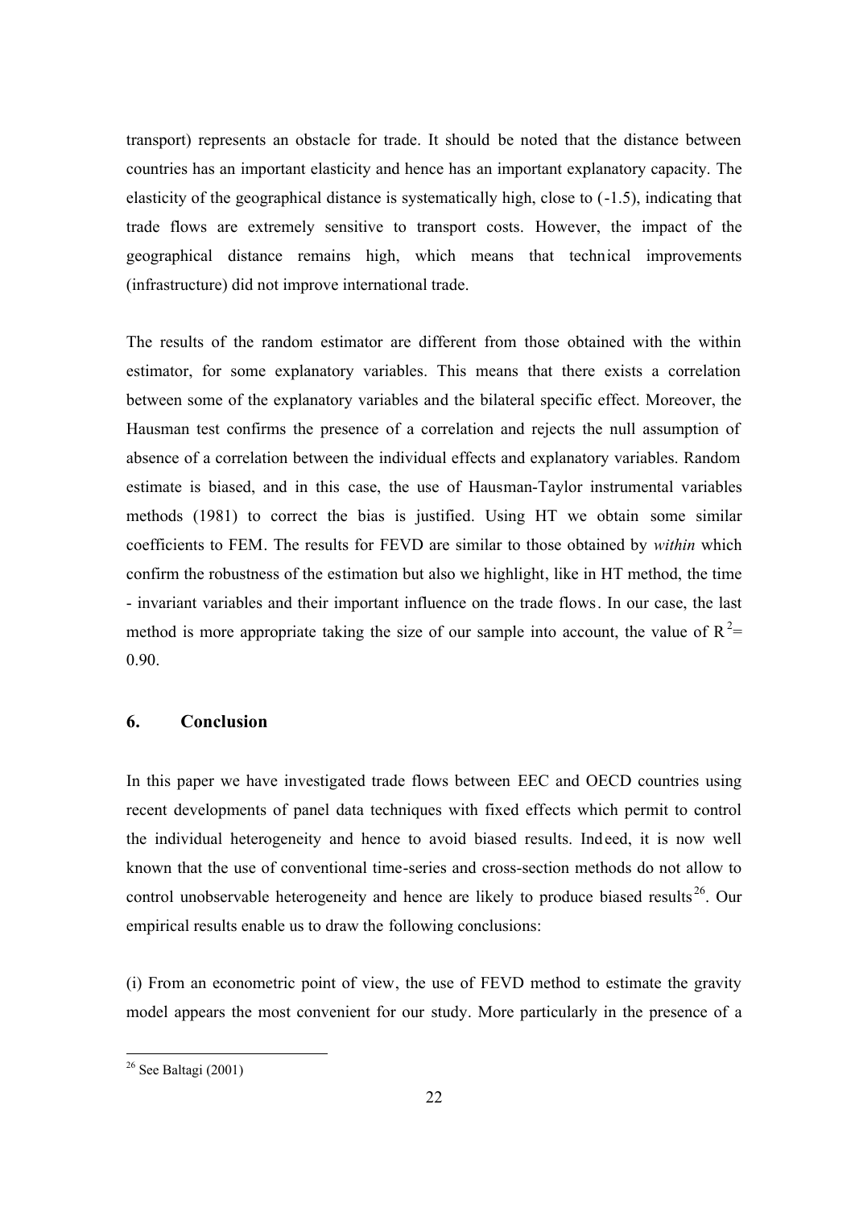transport) represents an obstacle for trade. It should be noted that the distance between countries has an important elasticity and hence has an important explanatory capacity. The elasticity of the geographical distance is systematically high, close to (-1.5), indicating that trade flows are extremely sensitive to transport costs. However, the impact of the geographical distance remains high, which means that technical improvements (infrastructure) did not improve international trade.

The results of the random estimator are different from those obtained with the within estimator, for some explanatory variables. This means that there exists a correlation between some of the explanatory variables and the bilateral specific effect. Moreover, the Hausman test confirms the presence of a correlation and rejects the null assumption of absence of a correlation between the individual effects and explanatory variables. Random estimate is biased, and in this case, the use of Hausman-Taylor instrumental variables methods (1981) to correct the bias is justified. Using HT we obtain some similar coefficients to FEM. The results for FEVD are similar to those obtained by *within* which confirm the robustness of the estimation but also we highlight, like in HT method, the time - invariant variables and their important influence on the trade flows. In our case, the last method is more appropriate taking the size of our sample into account, the value of $R^2$= 0.90.

## 6. Conclusion

In this paper we have investigated trade flows between EEC and OECD countries using recent developments of panel data techniques with fixed effects which permit to control the individual heterogeneity and hence to avoid biased results. Indeed, it is now well known that the use of conventional time-series and cross-section methods do not allow to control unobservable heterogeneity and hence are likely to produce biased results[26]. Our empirical results enable us to draw the following conclusions:

(i) From an econometric point of view, the use of FEVD method to estimate the gravity model appears the most convenient for our study. More particularly in the presence of a

[26] See Baltagi (2001)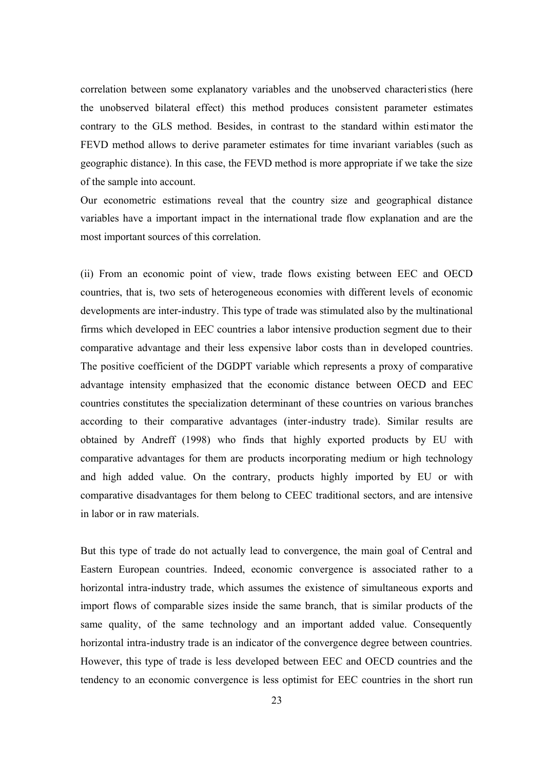correlation between some explanatory variables and the unobserved characteristics (here the unobserved bilateral effect) this method produces consistent parameter estimates contrary to the GLS method. Besides, in contrast to the standard within estimator the FEVD method allows to derive parameter estimates for time invariant variables (such as geographic distance). In this case, the FEVD method is more appropriate if we take the size of the sample into account.

Our econometric estimations reveal that the country size and geographical distance variables have a important impact in the international trade flow explanation and are the most important sources of this correlation.

(ii) From an economic point of view, trade flows existing between EEC and OECD countries, that is, two sets of heterogeneous economies with different levels of economic developments are inter-industry. This type of trade was stimulated also by the multinational firms which developed in EEC countries a labor intensive production segment due to their comparative advantage and their less expensive labor costs than in developed countries. The positive coefficient of the DGDPT variable which represents a proxy of comparative advantage intensity emphasized that the economic distance between OECD and EEC countries constitutes the specialization determinant of these countries on various branches according to their comparative advantages (inter-industry trade). Similar results are obtained by Andreff (1998) who finds that highly exported products by EU with comparative advantages for them are products incorporating medium or high technology and high added value. On the contrary, products highly imported by EU or with comparative disadvantages for them belong to CEEC traditional sectors, and are intensive in labor or in raw materials.

But this type of trade do not actually lead to convergence, the main goal of Central and Eastern European countries. Indeed, economic convergence is associated rather to a horizontal intra-industry trade, which assumes the existence of simultaneous exports and import flows of comparable sizes inside the same branch, that is similar products of the same quality, of the same technology and an important added value. Consequently horizontal intra-industry trade is an indicator of the convergence degree between countries. However, this type of trade is less developed between EEC and OECD countries and the tendency to an economic convergence is less optimist for EEC countries in the short run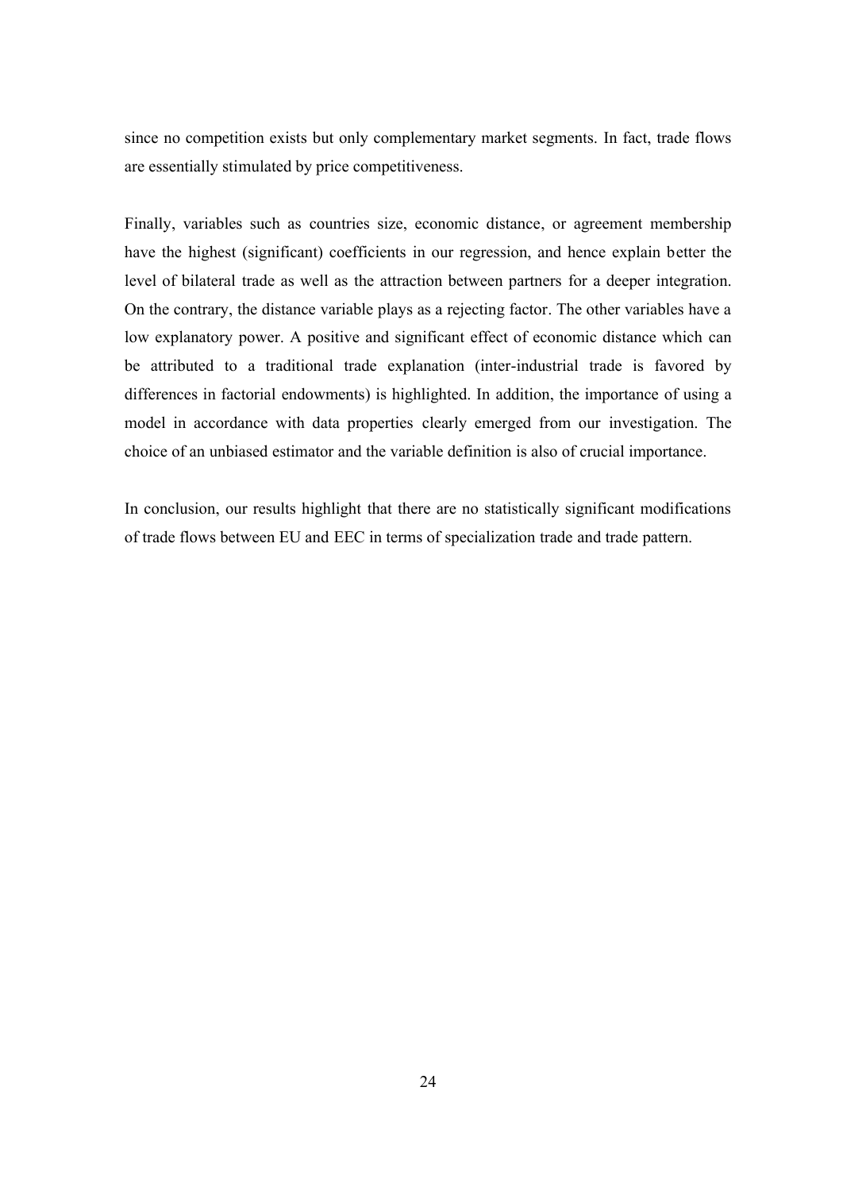since no competition exists but only complementary market segments. In fact, trade flows are essentially stimulated by price competitiveness.

Finally, variables such as countries size, economic distance, or agreement membership have the highest (significant) coefficients in our regression, and hence explain better the level of bilateral trade as well as the attraction between partners for a deeper integration. On the contrary, the distance variable plays as a rejecting factor. The other variables have a low explanatory power. A positive and significant effect of economic distance which can be attributed to a traditional trade explanation (inter-industrial trade is favored by differences in factorial endowments) is highlighted. In addition, the importance of using a model in accordance with data properties clearly emerged from our investigation. The choice of an unbiased estimator and the variable definition is also of crucial importance.

In conclusion, our results highlight that there are no statistically significant modifications of trade flows between EU and EEC in terms of specialization trade and trade pattern.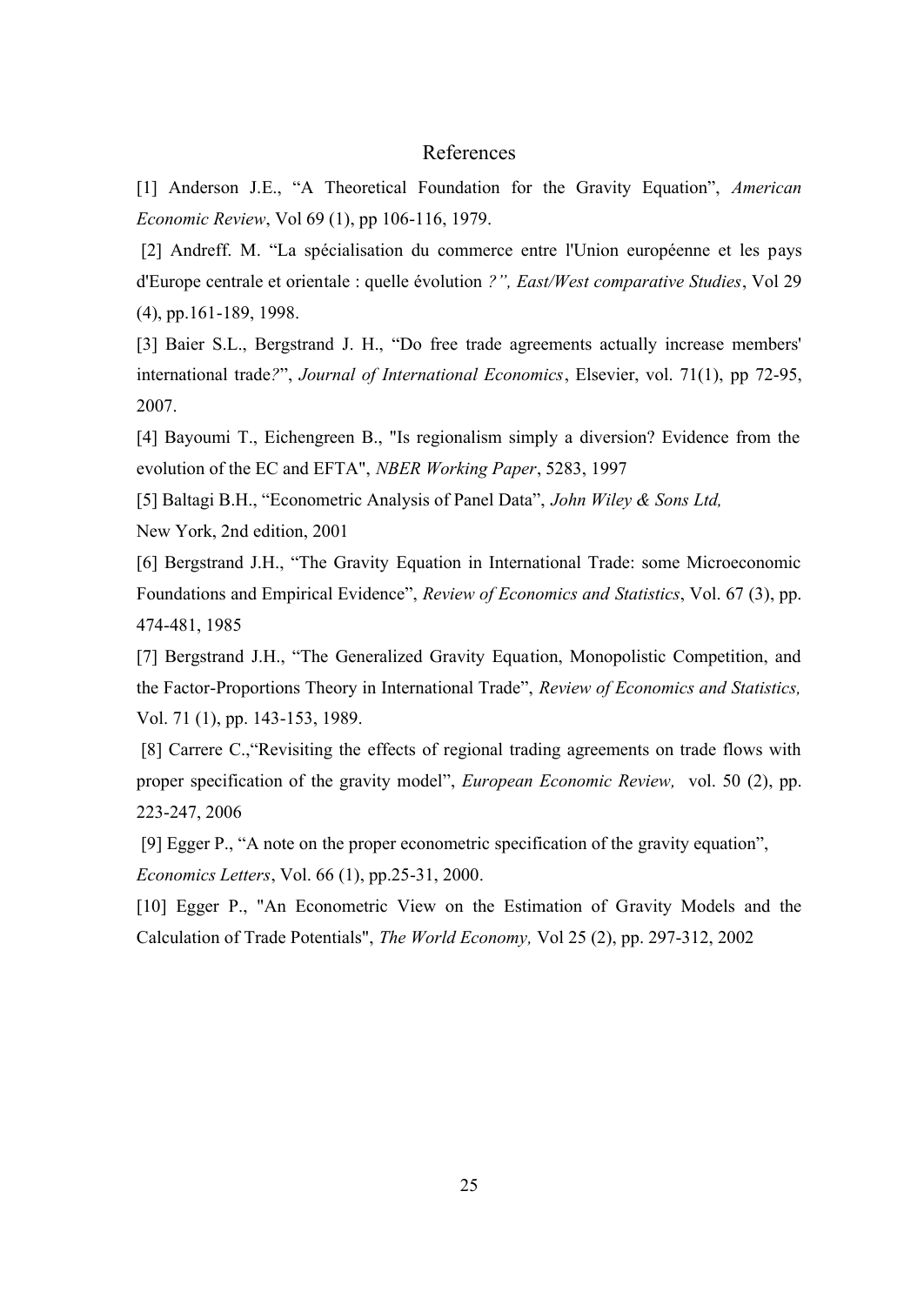# References

[1] Anderson J.E., "A Theoretical Foundation for the Gravity Equation", *American Economic Review*, Vol 69 (1), pp 106-116, 1979.

[2] Andreff. M. "La spécialisation du commerce entre l'Union européenne et les pays d'Europe centrale et orientale : quelle évolution *?", East/West comparative Studies*, Vol 29 (4), pp.161-189, 1998.

[3] Baier S.L., Bergstrand J. H., "Do free trade agreements actually increase members' international trade*?*", *Journal of International Economics*, Elsevier, vol. 71(1), pp 72-95, 2007.

[4] Bayoumi T., Eichengreen B., "Is regionalism simply a diversion? Evidence from the evolution of the EC and EFTA", *NBER Working Paper*, 5283, 1997

[5] Baltagi B.H., "Econometric Analysis of Panel Data", *John Wiley & Sons Ltd,* New York, 2nd edition, 2001

[6] Bergstrand J.H., "The Gravity Equation in International Trade: some Microeconomic Foundations and Empirical Evidence", *Review of Economics and Statistics*, Vol. 67 (3), pp. 474-481, 1985

[7] Bergstrand J.H., "The Generalized Gravity Equation, Monopolistic Competition, and the Factor-Proportions Theory in International Trade", *Review of Economics and Statistics,* Vol. 71 (1), pp. 143-153, 1989.

[8] Carrere C.,"Revisiting the effects of regional trading agreements on trade flows with proper specification of the gravity model", *European Economic Review,* vol. 50 (2), pp. 223-247, 2006

[9] Egger P., "A note on the proper econometric specification of the gravity equation", *Economics Letters*, Vol. 66 (1), pp.25-31, 2000.

[10] Egger P., "An Econometric View on the Estimation of Gravity Models and the Calculation of Trade Potentials", *The World Economy,* Vol 25 (2), pp. 297-312, 2002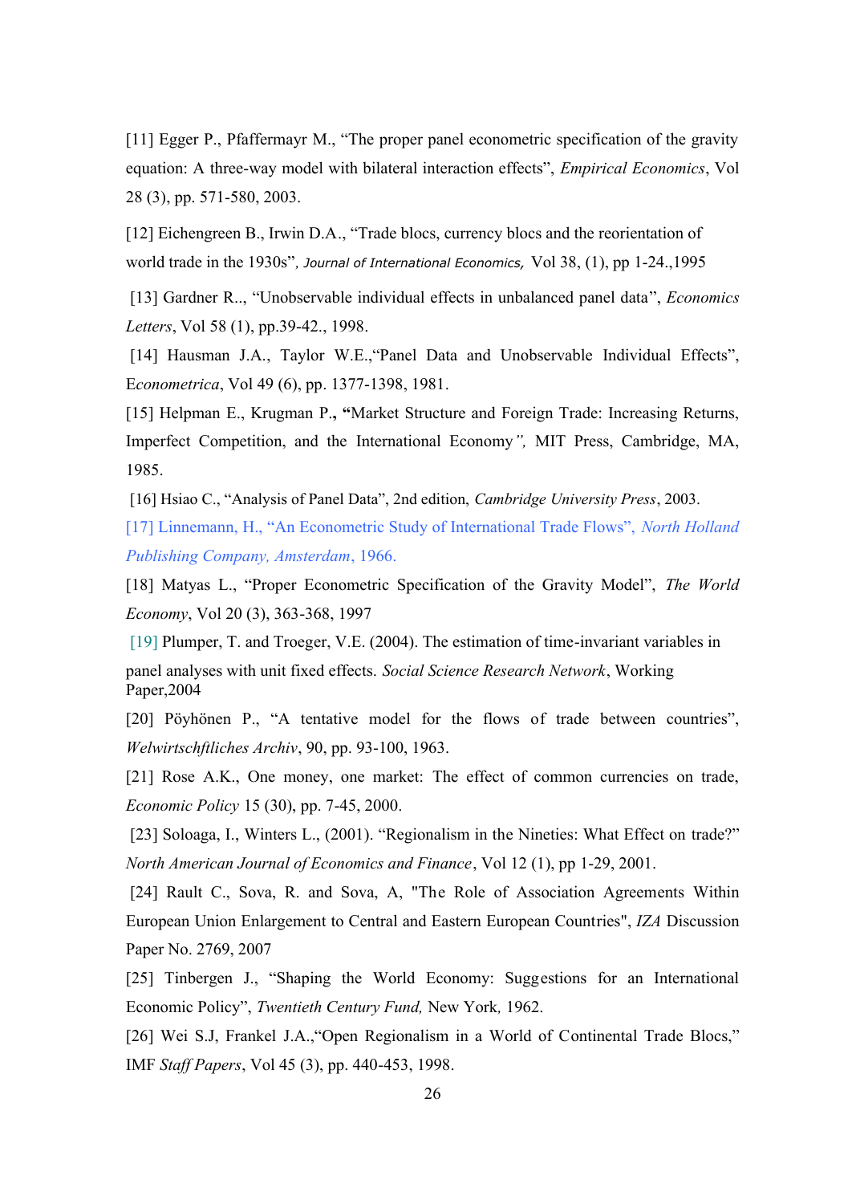[11] Egger P., Pfaffermayr M., "The proper panel econometric specification of the gravity equation: A three-way model with bilateral interaction effects", *Empirical Economics*, Vol 28 (3), pp. 571-580, 2003.

[12] Eichengreen B., Irwin D.A., "Trade blocs, currency blocs and the reorientation of world trade in the 1930s", *Journal of International Economics,* Vol 38, (1), pp 1-24.,1995

[13] Gardner R.., "Unobservable individual effects in unbalanced panel data", *Economics Letters*, Vol 58 (1), pp.39-42., 1998.

[14] Hausman J.A., Taylor W.E.,"Panel Data and Unobservable Individual Effects", E*conometrica*, Vol 49 (6), pp. 1377-1398, 1981.

[15] Helpman E., Krugman P.**, "**Market Structure and Foreign Trade: Increasing Returns, Imperfect Competition, and the International Economy*",* MIT Press, Cambridge, MA, 1985.

[16] Hsiao C., "Analysis of Panel Data", 2nd edition, *Cambridge University Press*, 2003.

[17] Linnemann, H., "An Econometric Study of International Trade Flows", *North Holland Publishing Company, Amsterdam*, 1966.

[18] Matyas L., "Proper Econometric Specification of the Gravity Model", *The World Economy*, Vol 20 (3), 363-368, 1997

[19] Plumper, T. and Troeger, V.E. (2004). The estimation of time-invariant variables in panel analyses with unit fixed effects. *Social Science Research Network*, Working Paper,2004

[20] Pöyhönen P., "A tentative model for the flows of trade between countries", *Welwirtschftliches Archiv*, 90, pp. 93-100, 1963.

[21] Rose A.K., One money, one market: The effect of common currencies on trade, *Economic Policy* 15 (30), pp. 7-45, 2000.

[23] Soloaga, I., Winters L., (2001). "Regionalism in the Nineties: What Effect on trade?" *North American Journal of Economics and Finance*, Vol 12 (1), pp 1-29, 2001.

[24] Rault C., Sova, R. and Sova, A, "The Role of Association Agreements Within European Union Enlargement to Central and Eastern European Countries", *IZA* Discussion Paper No. 2769, 2007

[25] Tinbergen J., "Shaping the World Economy: Suggestions for an International Economic Policy", *Twentieth Century Fund,* New York*,* 1962.

[26] Wei S.J, Frankel J.A.,"Open Regionalism in a World of Continental Trade Blocs," IMF *Staff Papers*, Vol 45 (3), pp. 440-453, 1998.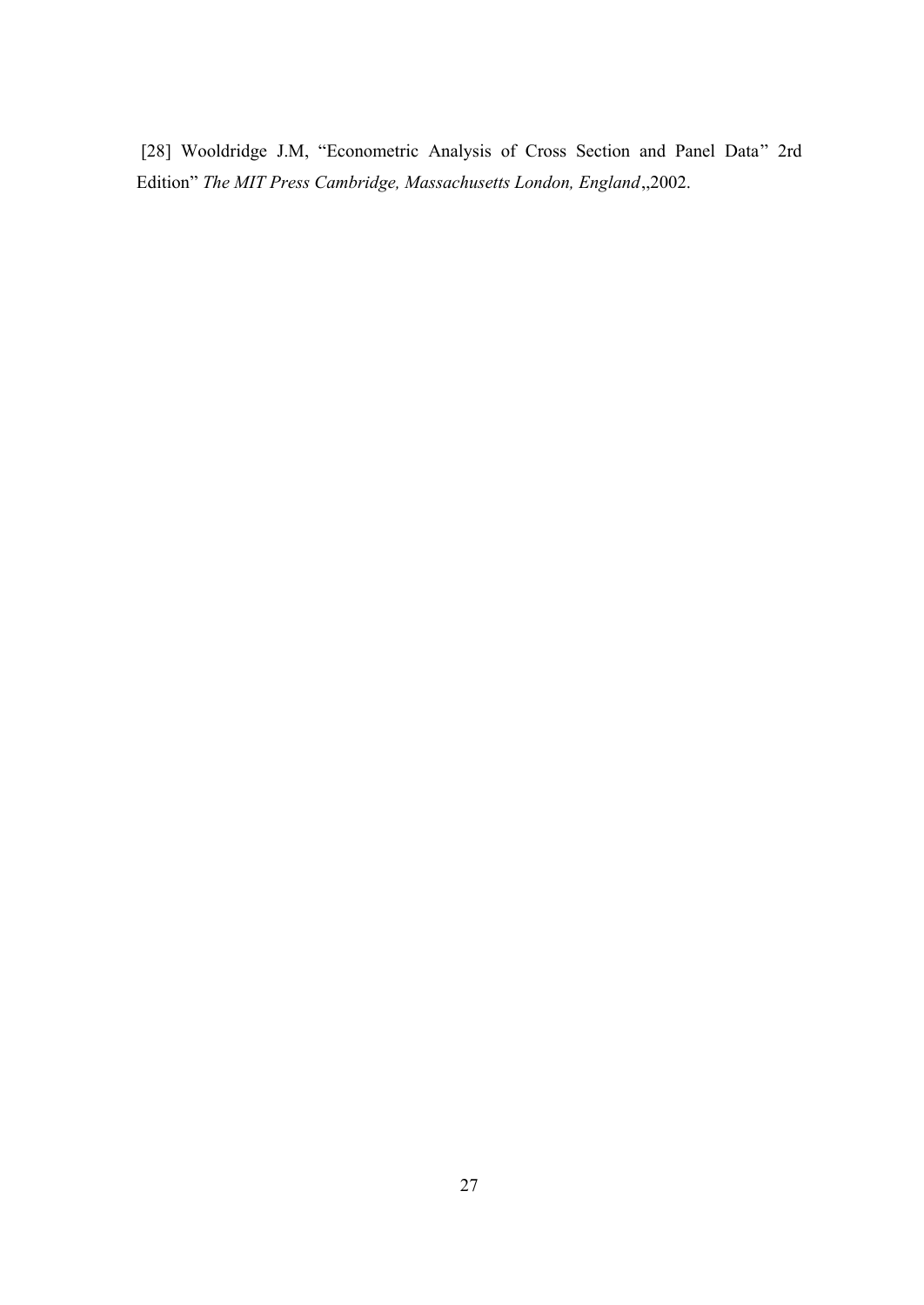[28] Wooldridge J.M, "Econometric Analysis of Cross Section and Panel Data" 2rd Edition" *The MIT Press Cambridge, Massachusetts London, England*,,2002.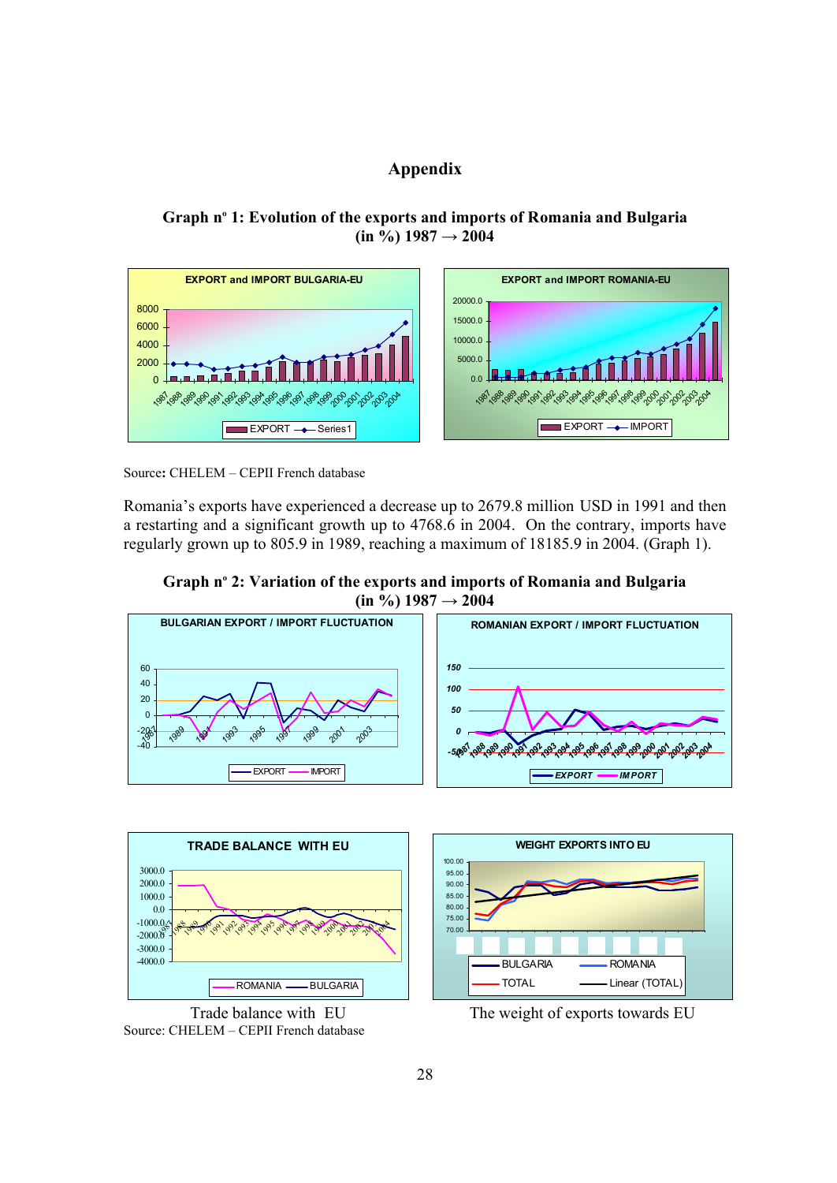# Appendix

**Graph nº 1: Evolution of the exports and imports of Romania and Bulgaria (in %) 1987 → 2004**

Source**:** CHELEM – CEPII French database

Romania's exports have experienced a decrease up to 2679.8 million USD in 1991 and then a restarting and a significant growth up to 4768.6 in 2004. On the contrary, imports have regularly grown up to 805.9 in 1989, reaching a maximum of 18185.9 in 2004. (Graph 1).

**Graph nº 2: Variation of the exports and imports of Romania and Bulgaria (in %) 1987 → 2004**

Trade balance with EU

The weight of exports towards EU

Source: CHELEM – CEPII French database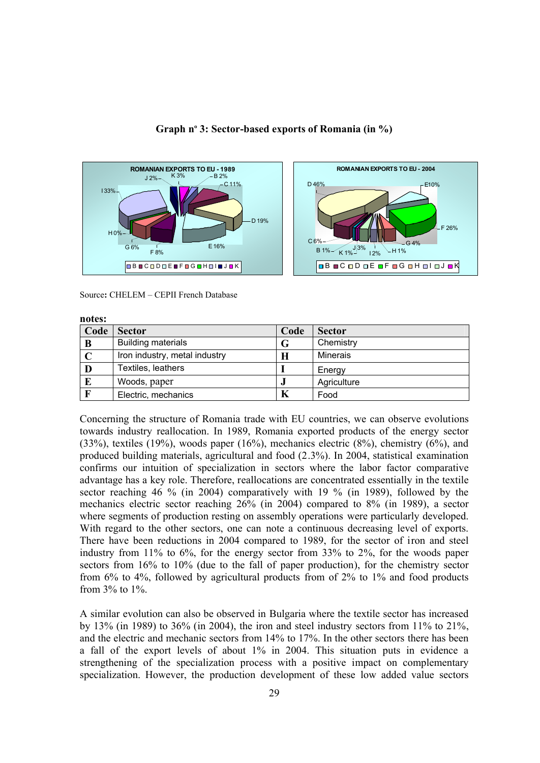**Graph nº 3: Sector-based exports of Romania (in %)**

Source: CHELEM – CEPII French Database

**notes:**

| Code | Sector | Code | Sector |
|---|---|---|---|
| B | Building materials | G | Chemistry |
| C | Iron industry, metal industry | H | Minerais |
| D | Textiles, leathers | I | Energy |
| E | Woods, paper | J | Agriculture |
| F | Electric, mechanics | K | Food |

Concerning the structure of Romania trade with EU countries, we can observe evolutions towards industry reallocation. In 1989, Romania exported products of the energy sector (33%), textiles (19%), woods paper (16%), mechanics electric (8%), chemistry (6%), and produced building materials, agricultural and food (2.3%). In 2004, statistical examination confirms our intuition of specialization in sectors where the labor factor comparative advantage has a key role. Therefore, reallocations are concentrated essentially in the textile sector reaching 46 % (in 2004) comparatively with 19 % (in 1989), followed by the mechanics electric sector reaching 26% (in 2004) compared to 8% (in 1989), a sector where segments of production resting on assembly operations were particularly developed. With regard to the other sectors, one can note a continuous decreasing level of exports. There have been reductions in 2004 compared to 1989, for the sector of iron and steel industry from 11% to 6%, for the energy sector from 33% to 2%, for the woods paper sectors from 16% to 10% (due to the fall of paper production), for the chemistry sector from 6% to 4%, followed by agricultural products from of 2% to 1% and food products from 3% to 1%.

A similar evolution can also be observed in Bulgaria where the textile sector has increased by 13% (in 1989) to 36% (in 2004), the iron and steel industry sectors from 11% to 21%, and the electric and mechanic sectors from 14% to 17%. In the other sectors there has been a fall of the export levels of about 1% in 2004. This situation puts in evidence a strengthening of the specialization process with a positive impact on complementary specialization. However, the production development of these low added value sectors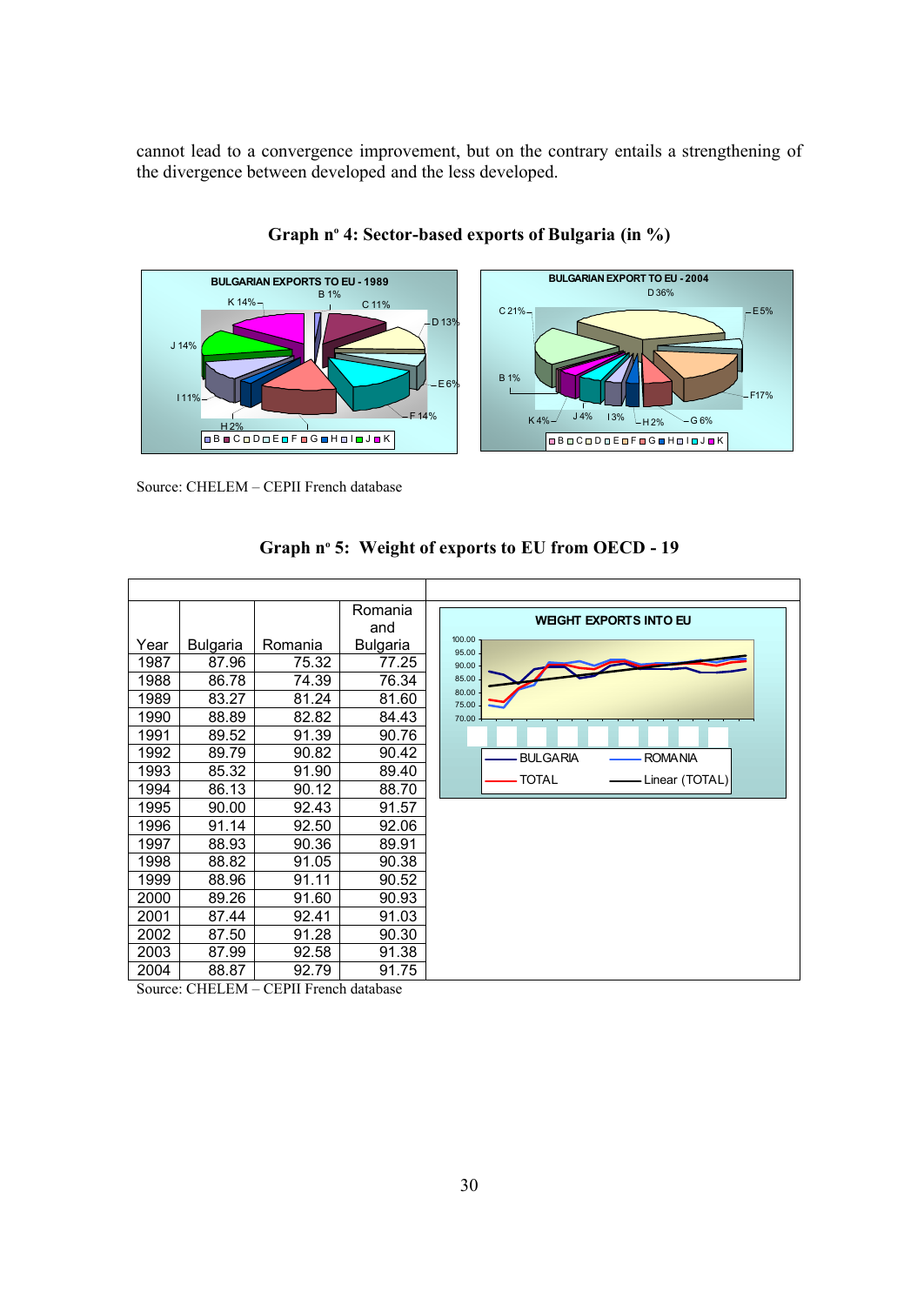cannot lead to a convergence improvement, but on the contrary entails a strengthening of the divergence between developed and the less developed.

**Graph nº 4: Sector-based exports of Bulgaria (in %)**

BULGARIAN EXPORTS TO EU - 1989

B 1%
C 11%
D 13%
E 6%
F 14%
H 2%
I 11%
J 14%
K 14%

B C D E F G H I J K

BULGARIAN EXPORT TO EU - 2004

D 36%
E 5%
F17%
G 6%
H 2%
I 3%
J 4%
K 4%
B 1%
C 21%

B C D E F G H I J K

Source: CHELEM – CEPII French database

**Graph nº 5: Weight of exports to EU from OECD - 19**

| Year | Bulgaria | Romania | Romania and Bulgaria |
|---|---|---|---|
| 1987 | 87.96 | 75.32 | 77.25 |
| 1988 | 86.78 | 74.39 | 76.34 |
| 1989 | 83.27 | 81.24 | 81.60 |
| 1990 | 88.89 | 82.82 | 84.43 |
| 1991 | 89.52 | 91.39 | 90.76 |
| 1992 | 89.79 | 90.82 | 90.42 |
| 1993 | 85.32 | 91.90 | 89.40 |
| 1994 | 86.13 | 90.12 | 88.70 |
| 1995 | 90.00 | 92.43 | 91.57 |
| 1996 | 91.14 | 92.50 | 92.06 |
| 1997 | 88.93 | 90.36 | 89.91 |
| 1998 | 88.82 | 91.05 | 90.38 |
| 1999 | 88.96 | 91.11 | 90.52 |
| 2000 | 89.26 | 91.60 | 90.93 |
| 2001 | 87.44 | 92.41 | 91.03 |
| 2002 | 87.50 | 91.28 | 90.30 |
| 2003 | 87.99 | 92.58 | 91.38 |
| 2004 | 88.87 | 92.79 | 91.75 |

WEIGHT EXPORTS INTO EU

100.00
95.00
90.00
85.00
80.00
75.00
70.00

BULGARIA
ROMANIA
TOTAL
Linear (TOTAL)

Source: CHELEM – CEPII French database